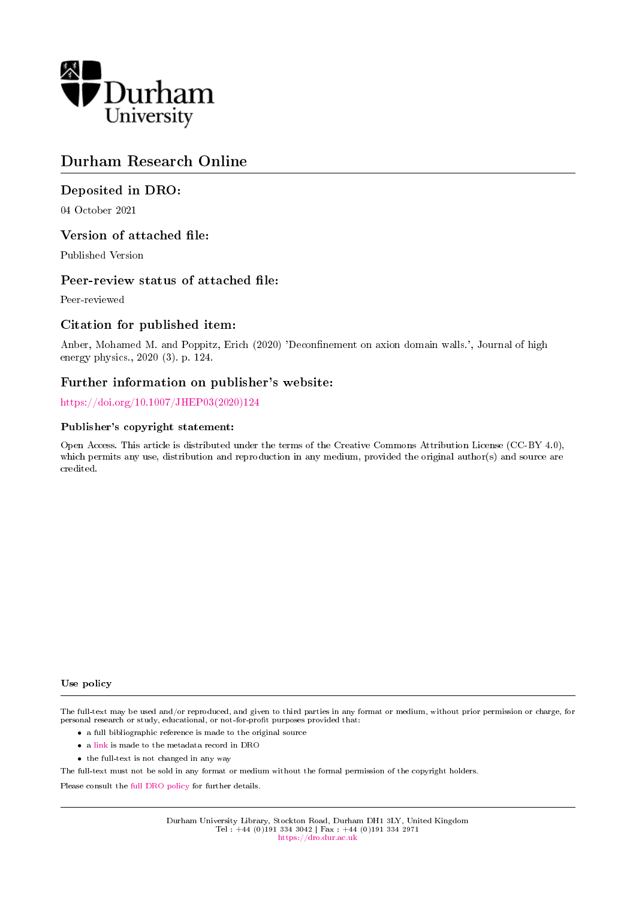Durham University

# Durham Research Online

## Deposited in DRO:

04 October 2021

## Version of attached file:

Published Version

## Peer-review status of attached file:

Peer-reviewed

## Citation for published item:

Anber, Mohamed M. and Poppitz, Erich (2020) 'Deconfinement on axion domain walls.', Journal of high energy physics., 2020 (3). p. 124.

## Further information on publisher's website:

https://doi.org/10.1007/JHEP03(2020)124

### Publisher's copyright statement:

Open Access. This article is distributed under the terms of the Creative Commons Attribution License (CC-BY 4.0), which permits any use, distribution and reproduction in any medium, provided the original author(s) and source are credited.

### Use policy

The full-text may be used and/or reproduced, and given to third parties in any format or medium, without prior permission or charge, for personal research or study, educational, or not-for-profit purposes provided that:

- a full bibliographic reference is made to the original source
- a link is made to the metadata record in DRO
- the full-text is not changed in any way

The full-text must not be sold in any format or medium without the formal permission of the copyright holders.

Please consult the full DRO policy for further details.

Durham University Library, Stockton Road, Durham DH1 3LY, United Kingdom
Tel : +44 (0)191 334 3042 | Fax : +44 (0)191 334 2971
https://dro.dur.ac.uk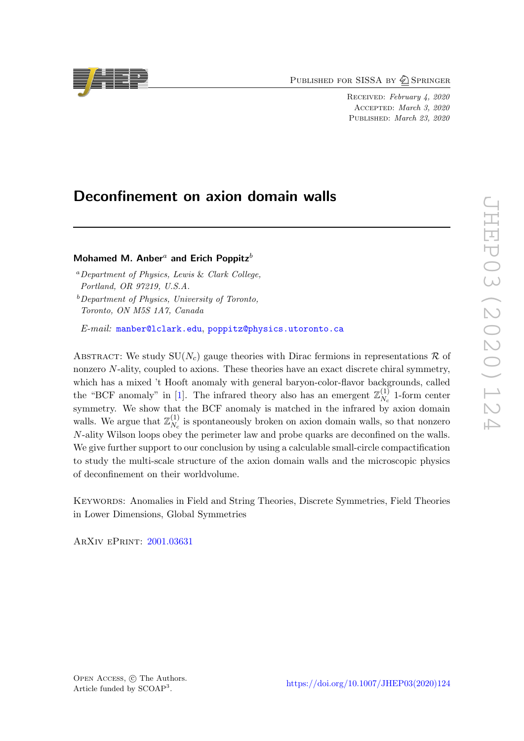# Deconfinement on axion domain walls

**Mohamed M. Anber**[a] **and Erich Poppitz**[b]

[a] *Department of Physics, Lewis & Clark College, Portland, OR 97219, U.S.A.*

[b] *Department of Physics, University of Toronto, Toronto, ON M5S 1A7, Canada*

*E-mail:* manber@lclark.edu, poppitz@physics.utoronto.ca

Abstract: We study $SU(N_c)$ gauge theories with Dirac fermions in representations $\mathcal{R}$ of nonzero $N$-ality, coupled to axions. These theories have an exact discrete chiral symmetry, which has a mixed 't Hooft anomaly with general baryon-color-flavor backgrounds, called the "BCF anomaly" in [1]. The infrared theory also has an emergent $\mathbb{Z}_{N_c}^{(1)}$ 1-form center symmetry. We show that the BCF anomaly is matched in the infrared by axion domain walls. We argue that $\mathbb{Z}_{N_c}^{(1)}$ is spontaneously broken on axion domain walls, so that nonzero $N$-ality Wilson loops obey the perimeter law and probe quarks are deconfined on the walls. We give further support to our conclusion by using a calculable small-circle compactification to study the multi-scale structure of the axion domain walls and the microscopic physics of deconfinement on their worldvolume.

Keywords: Anomalies in Field and String Theories, Discrete Symmetries, Field Theories in Lower Dimensions, Global Symmetries

ArXiv ePrint: 2001.03631

Open Access, © The Authors.
Article funded by SCOAP[3].

https://doi.org/10.1007/JHEP03(2020)124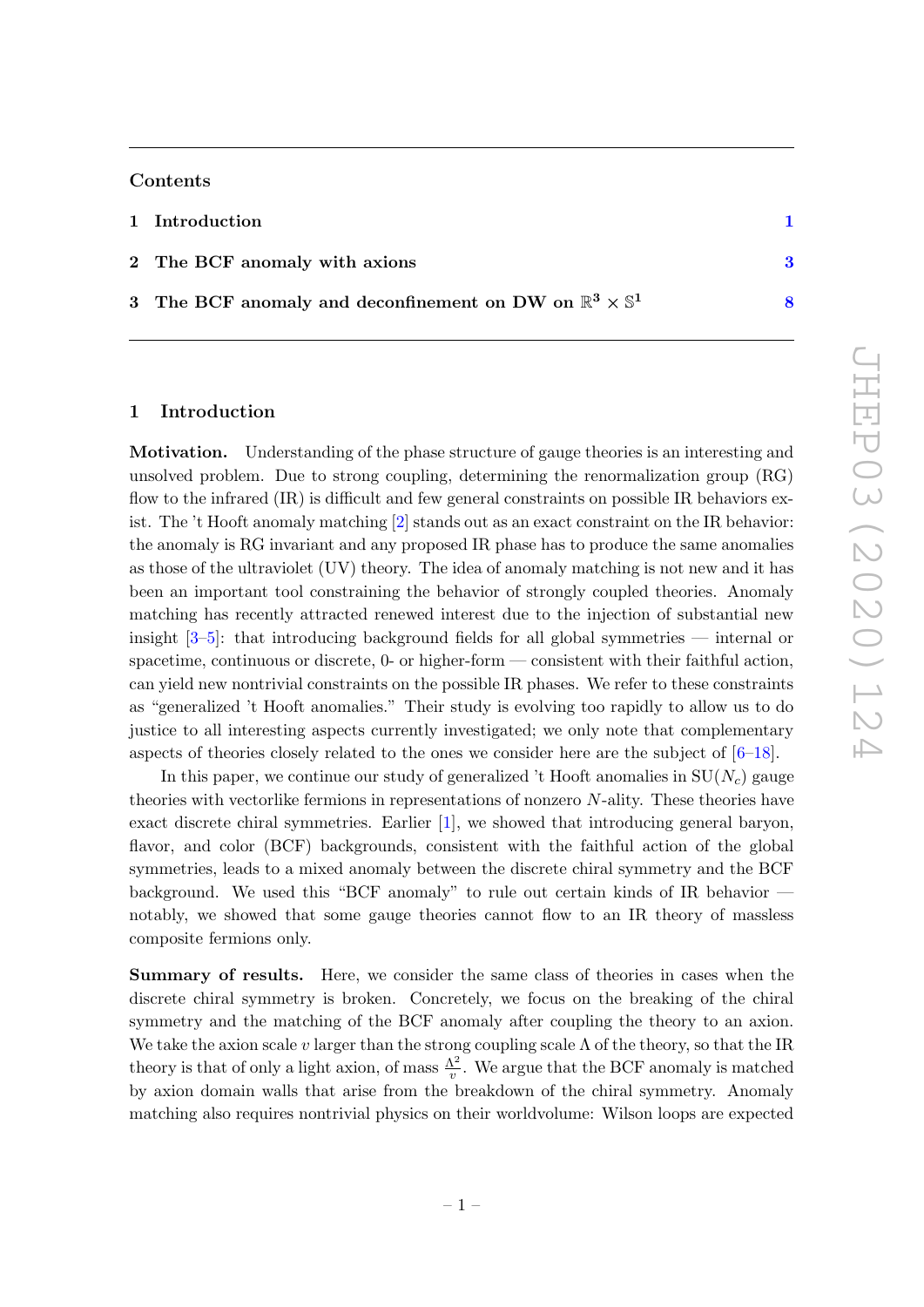## Contents

1 Introduction 1

2 The BCF anomaly with axions 3

3 The BCF anomaly and deconfinement on DW on $\mathbb{R}^3 \times \mathbb{S}^1$ 8

# 1 Introduction

**Motivation.** Understanding of the phase structure of gauge theories is an interesting and unsolved problem. Due to strong coupling, determining the renormalization group (RG) flow to the infrared (IR) is difficult and few general constraints on possible IR behaviors exist. The 't Hooft anomaly matching [2] stands out as an exact constraint on the IR behavior: the anomaly is RG invariant and any proposed IR phase has to produce the same anomalies as those of the ultraviolet (UV) theory. The idea of anomaly matching is not new and it has been an important tool constraining the behavior of strongly coupled theories. Anomaly matching has recently attracted renewed interest due to the injection of substantial new insight [3–5]: that introducing background fields for all global symmetries — internal or spacetime, continuous or discrete, 0- or higher-form — consistent with their faithful action, can yield new nontrivial constraints on the possible IR phases. We refer to these constraints as "generalized 't Hooft anomalies." Their study is evolving too rapidly to allow us to do justice to all interesting aspects currently investigated; we only note that complementary aspects of theories closely related to the ones we consider here are the subject of [6–18].

In this paper, we continue our study of generalized 't Hooft anomalies in $\mathrm{SU}(N_c)$ gauge theories with vectorlike fermions in representations of nonzero $N$-ality. These theories have exact discrete chiral symmetries. Earlier [1], we showed that introducing general baryon, flavor, and color (BCF) backgrounds, consistent with the faithful action of the global symmetries, leads to a mixed anomaly between the discrete chiral symmetry and the BCF background. We used this "BCF anomaly" to rule out certain kinds of IR behavior — notably, we showed that some gauge theories cannot flow to an IR theory of massless composite fermions only.

**Summary of results.** Here, we consider the same class of theories in cases when the discrete chiral symmetry is broken. Concretely, we focus on the breaking of the chiral symmetry and the matching of the BCF anomaly after coupling the theory to an axion. We take the axion scale $v$ larger than the strong coupling scale $\Lambda$ of the theory, so that the IR theory is that of only a light axion, of mass $\frac{\Lambda^2}{v}$. We argue that the BCF anomaly is matched by axion domain walls that arise from the breakdown of the chiral symmetry. Anomaly matching also requires nontrivial physics on their worldvolume: Wilson loops are expected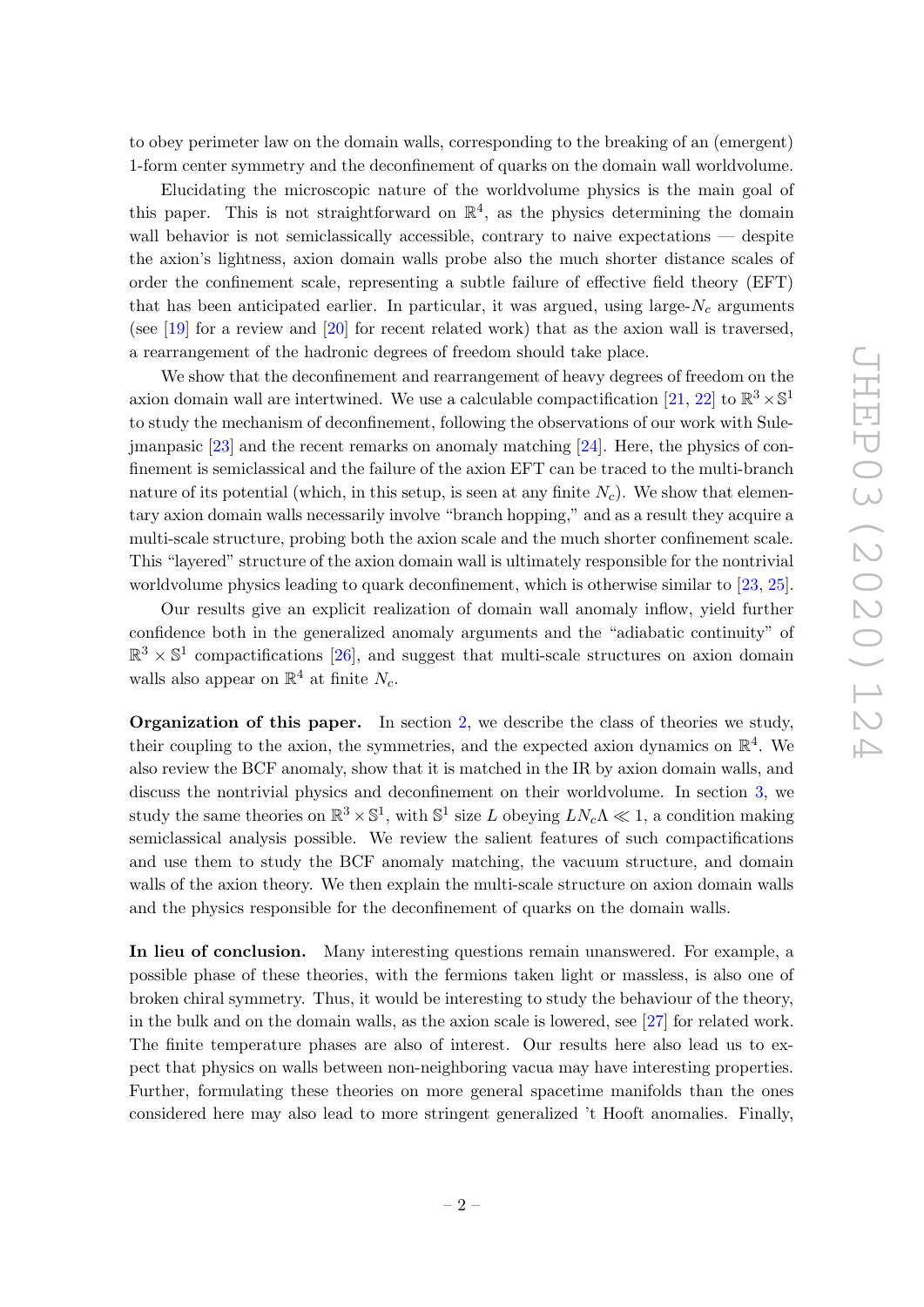to obey perimeter law on the domain walls, corresponding to the breaking of an (emergent) 1-form center symmetry and the deconfinement of quarks on the domain wall worldvolume.

Elucidating the microscopic nature of the worldvolume physics is the main goal of this paper. This is not straightforward on $\mathbb{R}^4$, as the physics determining the domain wall behavior is not semiclassically accessible, contrary to naive expectations — despite the axion's lightness, axion domain walls probe also the much shorter distance scales of order the confinement scale, representing a subtle failure of effective field theory (EFT) that has been anticipated earlier. In particular, it was argued, using large-$N_c$ arguments (see [19] for a review and [20] for recent related work) that as the axion wall is traversed, a rearrangement of the hadronic degrees of freedom should take place.

We show that the deconfinement and rearrangement of heavy degrees of freedom on the axion domain wall are intertwined. We use a calculable compactification [21, 22] to $\mathbb{R}^3 \times \mathbb{S}^1$ to study the mechanism of deconfinement, following the observations of our work with Sulejmanpasic [23] and the recent remarks on anomaly matching [24]. Here, the physics of confinement is semiclassical and the failure of the axion EFT can be traced to the multi-branch nature of its potential (which, in this setup, is seen at any finite $N_c$). We show that elementary axion domain walls necessarily involve "branch hopping," and as a result they acquire a multi-scale structure, probing both the axion scale and the much shorter confinement scale. This "layered" structure of the axion domain wall is ultimately responsible for the nontrivial worldvolume physics leading to quark deconfinement, which is otherwise similar to [23, 25].

Our results give an explicit realization of domain wall anomaly inflow, yield further confidence both in the generalized anomaly arguments and the "adiabatic continuity" of $\mathbb{R}^3 \times \mathbb{S}^1$ compactifications [26], and suggest that multi-scale structures on axion domain walls also appear on $\mathbb{R}^4$ at finite $N_c$.

**Organization of this paper.** In section 2, we describe the class of theories we study, their coupling to the axion, the symmetries, and the expected axion dynamics on $\mathbb{R}^4$. We also review the BCF anomaly, show that it is matched in the IR by axion domain walls, and discuss the nontrivial physics and deconfinement on their worldvolume. In section 3, we study the same theories on $\mathbb{R}^3 \times \mathbb{S}^1$, with $\mathbb{S}^1$ size $L$ obeying $LN_c\Lambda \ll 1$, a condition making semiclassical analysis possible. We review the salient features of such compactifications and use them to study the BCF anomaly matching, the vacuum structure, and domain walls of the axion theory. We then explain the multi-scale structure on axion domain walls and the physics responsible for the deconfinement of quarks on the domain walls.

**In lieu of conclusion.** Many interesting questions remain unanswered. For example, a possible phase of these theories, with the fermions taken light or massless, is also one of broken chiral symmetry. Thus, it would be interesting to study the behaviour of the theory, in the bulk and on the domain walls, as the axion scale is lowered, see [27] for related work. The finite temperature phases are also of interest. Our results here also lead us to expect that physics on walls between non-neighboring vacua may have interesting properties. Further, formulating these theories on more general spacetime manifolds than the ones considered here may also lead to more stringent generalized 't Hooft anomalies. Finally,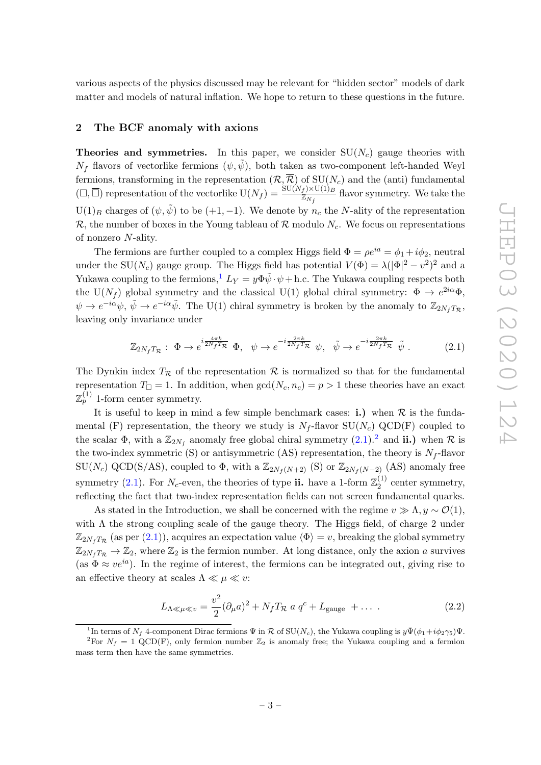various aspects of the physics discussed may be relevant for "hidden sector" models of dark matter and models of natural inflation. We hope to return to these questions in the future.

## 2 The BCF anomaly with axions

**Theories and symmetries.** In this paper, we consider $\mathrm{SU}(N_c)$ gauge theories with $N_f$ flavors of vectorlike fermions $(\psi, \tilde{\psi})$, both taken as two-component left-handed Weyl fermions, transforming in the representation $(\mathcal{R}, \overline{\mathcal{R}})$ of $\mathrm{SU}(N_c)$ and the (anti) fundamental $(\Box, \overline{\Box})$ representation of the vectorlike $\mathrm{U}(N_f) = \frac{\mathrm{SU}(N_f)\times \mathrm{U}(1)_B}{\mathbb{Z}_{N_f}}$ flavor symmetry. We take the $\mathrm{U}(1)_B$ charges of $(\psi, \tilde{\psi})$ to be $(+1, -1)$. We denote by $n_c$ the $N$-ality of the representation $\mathcal{R}$, the number of boxes in the Young tableau of $\mathcal{R}$ modulo $N_c$. We focus on representations of nonzero $N$-ality.

The fermions are further coupled to a complex Higgs field $\Phi = \rho e^{ia} = \phi_1 + i\phi_2$, neutral under the $\mathrm{SU}(N_c)$ gauge group. The Higgs field has potential $V(\Phi) = \lambda(|\Phi|^2 - v^2)^2$ and a Yukawa coupling to the fermions,[1] $L_Y = y\Phi\tilde{\psi}\cdot\psi + \text{h.c.}$ The Yukawa coupling respects both the $\mathrm{U}(N_f)$ global symmetry and the classical $\mathrm{U}(1)$ global chiral symmetry: $\Phi \to e^{2i\alpha}\Phi$, $\psi \to e^{-i\alpha}\psi$, $\tilde{\psi} \to e^{-i\alpha}\tilde{\psi}$. The $\mathrm{U}(1)$ chiral symmetry is broken by the anomaly to $\mathbb{Z}_{2N_f T_\mathcal{R}}$, leaving only invariance under

$$\mathbb{Z}_{2N_f T_\mathcal{R}}: \; \Phi \to e^{i\frac{4\pi k}{2N_f T_\mathcal{R}}}\,\Phi, \quad \psi \to e^{-i\frac{2\pi k}{2N_f T_\mathcal{R}}}\,\psi, \quad \tilde{\psi} \to e^{-i\frac{2\pi k}{2N_f T_\mathcal{R}}}\,\tilde{\psi}\,. \tag{2.1}$$

The Dynkin index $T_\mathcal{R}$ of the representation $\mathcal{R}$ is normalized so that for the fundamental representation $T_\Box = 1$. In addition, when $\gcd(N_c, n_c) = p > 1$ these theories have an exact $\mathbb{Z}_p^{(1)}$ 1-form center symmetry.

It is useful to keep in mind a few simple benchmark cases: **i.)** when $\mathcal{R}$ is the fundamental (F) representation, the theory we study is $N_f$-flavor $\mathrm{SU}(N_c)$ QCD(F) coupled to the scalar $\Phi$, with a $\mathbb{Z}_{2N_f}$ anomaly free global chiral symmetry (2.1).[2] and **ii.)** when $\mathcal{R}$ is the two-index symmetric (S) or antisymmetric (AS) representation, the theory is $N_f$-flavor $\mathrm{SU}(N_c)$ QCD(S/AS), coupled to $\Phi$, with a $\mathbb{Z}_{2N_f(N+2)}$ (S) or $\mathbb{Z}_{2N_f(N-2)}$ (AS) anomaly free symmetry (2.1). For $N_c$-even, the theories of type **ii.** have a 1-form $\mathbb{Z}_2^{(1)}$ center symmetry, reflecting the fact that two-index representation fields can not screen fundamental quarks.

As stated in the Introduction, we shall be concerned with the regime $v \gg \Lambda, y \sim \mathcal{O}(1)$, with $\Lambda$ the strong coupling scale of the gauge theory. The Higgs field, of charge 2 under $\mathbb{Z}_{2N_f T_\mathcal{R}}$ (as per (2.1)), acquires an expectation value $\langle\Phi\rangle = v$, breaking the global symmetry $\mathbb{Z}_{2N_f T_\mathcal{R}} \to \mathbb{Z}_2$, where $\mathbb{Z}_2$ is the fermion number. At long distance, only the axion $a$ survives (as $\Phi \approx ve^{ia}$). In the regime of interest, the fermions can be integrated out, giving rise to an effective theory at scales $\Lambda \ll \mu \ll v$:

$$L_{\Lambda\ll\mu\ll v} = \frac{v^2}{2}(\partial_\mu a)^2 + N_f T_\mathcal{R}\; a\; q^c + L_{\text{gauge}} \;+ \ldots\;. \tag{2.2}$$

---

[1] In terms of $N_f$ 4-component Dirac fermions $\Psi$ in $\mathcal{R}$ of $\mathrm{SU}(N_c)$, the Yukawa coupling is $y\bar{\Psi}(\phi_1 + i\phi_2\gamma_5)\Psi$.

[2] For $N_f = 1$ QCD(F), only fermion number $\mathbb{Z}_2$ is anomaly free; the Yukawa coupling and a fermion mass term then have the same symmetries.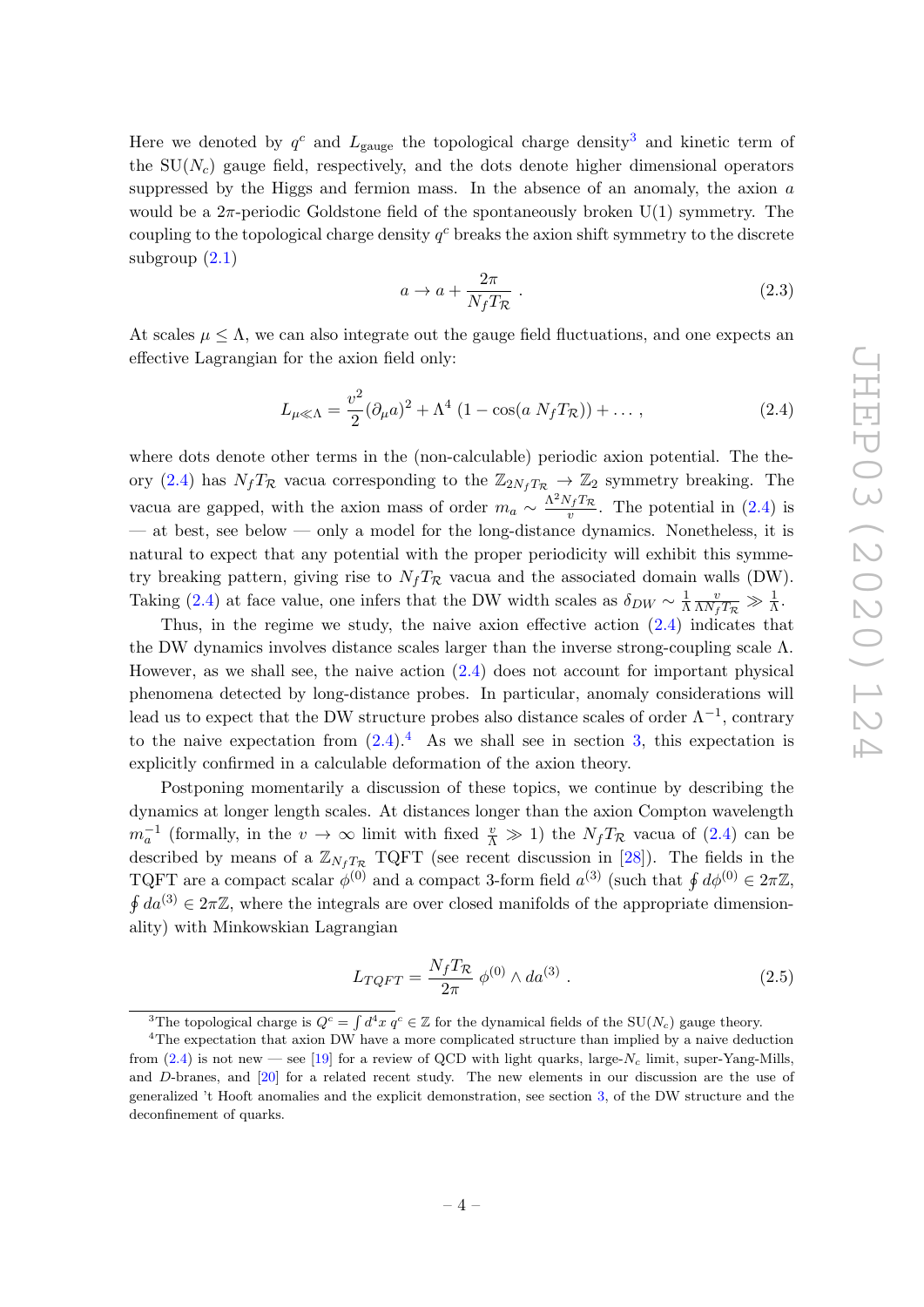Here we denoted by $q^c$ and $L_{\rm gauge}$ the topological charge density[3] and kinetic term of the SU$(N_c)$ gauge field, respectively, and the dots denote higher dimensional operators suppressed by the Higgs and fermion mass. In the absence of an anomaly, the axion $a$ would be a $2\pi$-periodic Goldstone field of the spontaneously broken U(1) symmetry. The coupling to the topological charge density $q^c$ breaks the axion shift symmetry to the discrete subgroup (2.1)

$$a \to a + \frac{2\pi}{N_f T_{\mathcal{R}}} \; . \tag{2.3}$$

At scales $\mu \leq \Lambda$, we can also integrate out the gauge field fluctuations, and one expects an effective Lagrangian for the axion field only:

$$L_{\mu \ll \Lambda} = \frac{v^2}{2}(\partial_\mu a)^2 + \Lambda^4 \left(1 - \cos(a \; N_f T_{\mathcal{R}})\right) + \ldots \,, \tag{2.4}$$

where dots denote other terms in the (non-calculable) periodic axion potential. The theory (2.4) has $N_f T_{\mathcal{R}}$ vacua corresponding to the $\mathbb{Z}_{2N_f T_{\mathcal{R}}} \to \mathbb{Z}_2$ symmetry breaking. The vacua are gapped, with the axion mass of order $m_a \sim \frac{\Lambda^2 N_f T_{\mathcal{R}}}{v}$. The potential in (2.4) is — at best, see below — only a model for the long-distance dynamics. Nonetheless, it is natural to expect that any potential with the proper periodicity will exhibit this symmetry breaking pattern, giving rise to $N_f T_{\mathcal{R}}$ vacua and the associated domain walls (DW). Taking (2.4) at face value, one infers that the DW width scales as $\delta_{DW} \sim \frac{1}{\Lambda} \frac{v}{\Lambda N_f T_{\mathcal{R}}} \gg \frac{1}{\Lambda}$.

Thus, in the regime we study, the naive axion effective action (2.4) indicates that the DW dynamics involves distance scales larger than the inverse strong-coupling scale $\Lambda$. However, as we shall see, the naive action (2.4) does not account for important physical phenomena detected by long-distance probes. In particular, anomaly considerations will lead us to expect that the DW structure probes also distance scales of order $\Lambda^{-1}$, contrary to the naive expectation from (2.4).[4] As we shall see in section 3, this expectation is explicitly confirmed in a calculable deformation of the axion theory.

Postponing momentarily a discussion of these topics, we continue by describing the dynamics at longer length scales. At distances longer than the axion Compton wavelength $m_a^{-1}$ (formally, in the $v \to \infty$ limit with fixed $\frac{v}{\Lambda} \gg 1$) the $N_f T_{\mathcal{R}}$ vacua of (2.4) can be described by means of a $\mathbb{Z}_{N_f T_{\mathcal{R}}}$ TQFT (see recent discussion in [28]). The fields in the TQFT are a compact scalar $\phi^{(0)}$ and a compact 3-form field $a^{(3)}$ (such that $\oint d\phi^{(0)} \in 2\pi\mathbb{Z}$, $\oint da^{(3)} \in 2\pi\mathbb{Z}$, where the integrals are over closed manifolds of the appropriate dimensionality) with Minkowskian Lagrangian

$$L_{TQFT} = \frac{N_f T_{\mathcal{R}}}{2\pi} \; \phi^{(0)} \wedge da^{(3)} \; . \tag{2.5}$$

[3] The topological charge is $Q^c = \int d^4x \; q^c \in \mathbb{Z}$ for the dynamical fields of the SU$(N_c)$ gauge theory.

[4] The expectation that axion DW have a more complicated structure than implied by a naive deduction from (2.4) is not new — see [19] for a review of QCD with light quarks, large-$N_c$ limit, super-Yang-Mills, and $D$-branes, and [20] for a related recent study. The new elements in our discussion are the use of generalized 't Hooft anomalies and the explicit demonstration, see section 3, of the DW structure and the deconfinement of quarks.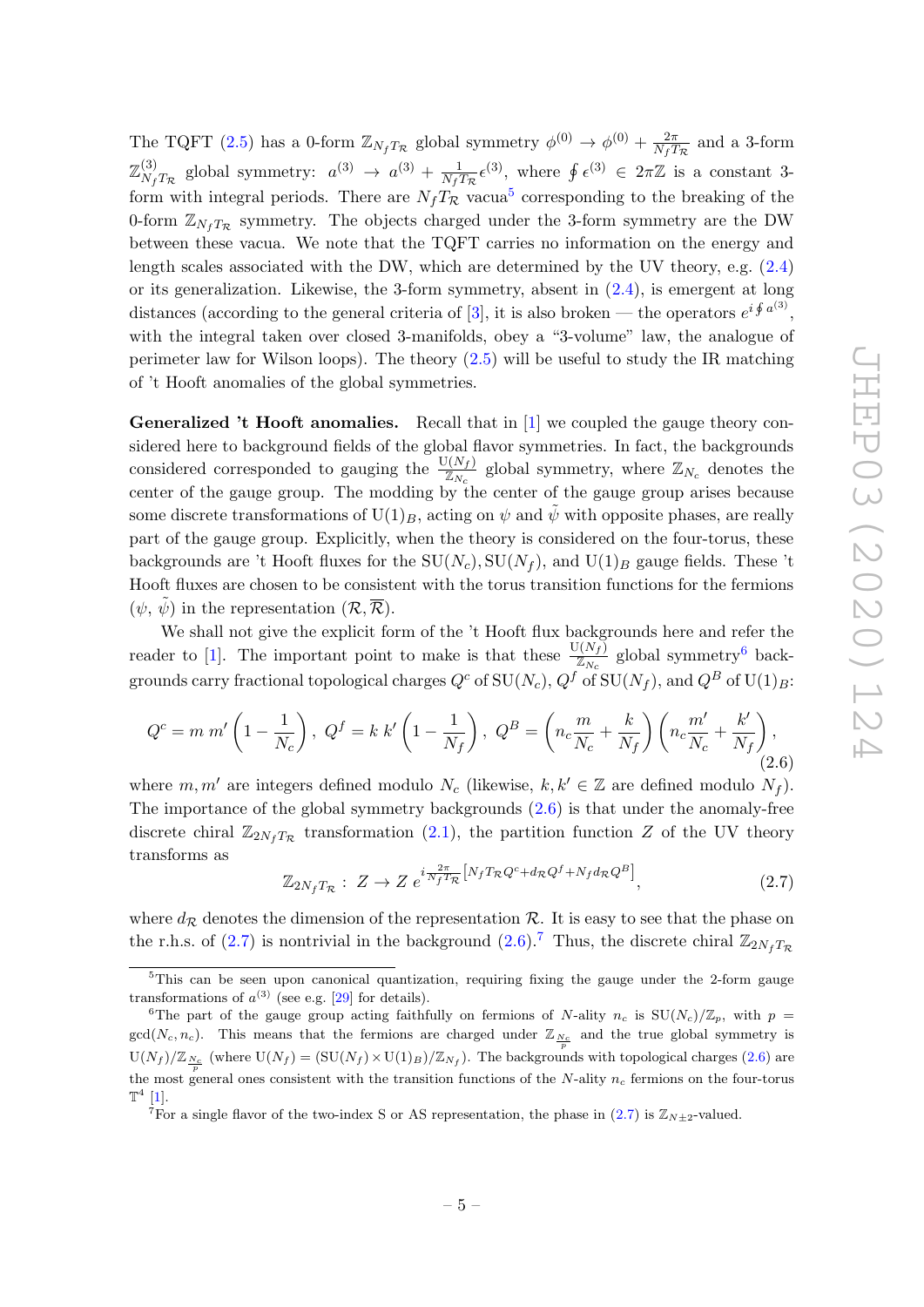The TQFT (2.5) has a 0-form $\mathbb{Z}_{N_f T_\mathcal{R}}$ global symmetry $\phi^{(0)} \to \phi^{(0)} + \frac{2\pi}{N_f T_\mathcal{R}}$ and a 3-form $\mathbb{Z}^{(3)}_{N_f T_\mathcal{R}}$ global symmetry: $a^{(3)} \to a^{(3)} + \frac{1}{N_f T_\mathcal{R}} \epsilon^{(3)}$, where $\oint \epsilon^{(3)} \in 2\pi\mathbb{Z}$ is a constant 3-form with integral periods. There are $N_f T_\mathcal{R}$ vacua[5] corresponding to the breaking of the 0-form $\mathbb{Z}_{N_f T_\mathcal{R}}$ symmetry. The objects charged under the 3-form symmetry are the DW between these vacua. We note that the TQFT carries no information on the energy and length scales associated with the DW, which are determined by the UV theory, e.g. (2.4) or its generalization. Likewise, the 3-form symmetry, absent in (2.4), is emergent at long distances (according to the general criteria of [3], it is also broken — the operators $e^{i\oint a^{(3)}}$, with the integral taken over closed 3-manifolds, obey a "3-volume" law, the analogue of perimeter law for Wilson loops). The theory (2.5) will be useful to study the IR matching of 't Hooft anomalies of the global symmetries.

**Generalized 't Hooft anomalies.** Recall that in [1] we coupled the gauge theory considered here to background fields of the global flavor symmetries. In fact, the backgrounds considered corresponded to gauging the $\frac{\mathrm{U}(N_f)}{\mathbb{Z}_{N_c}}$ global symmetry, where $\mathbb{Z}_{N_c}$ denotes the center of the gauge group. The modding by the center of the gauge group arises because some discrete transformations of $\mathrm{U}(1)_B$, acting on $\psi$ and $\tilde\psi$ with opposite phases, are really part of the gauge group. Explicitly, when the theory is considered on the four-torus, these backgrounds are 't Hooft fluxes for the $\mathrm{SU}(N_c), \mathrm{SU}(N_f)$, and $\mathrm{U}(1)_B$ gauge fields. These 't Hooft fluxes are chosen to be consistent with the torus transition functions for the fermions $(\psi, \tilde\psi)$ in the representation $(\mathcal{R}, \overline{\mathcal{R}})$.

We shall not give the explicit form of the 't Hooft flux backgrounds here and refer the reader to [1]. The important point to make is that these $\frac{\mathrm{U}(N_f)}{\mathbb{Z}_{N_c}}$ global symmetry[6] backgrounds carry fractional topological charges $Q^c$ of $\mathrm{SU}(N_c)$, $Q^f$ of $\mathrm{SU}(N_f)$, and $Q^B$ of $\mathrm{U}(1)_B$:

$$Q^c = m\, m' \left(1 - \frac{1}{N_c}\right),\ Q^f = k\, k' \left(1 - \frac{1}{N_f}\right),\ Q^B = \left(n_c \frac{m}{N_c} + \frac{k}{N_f}\right)\left(n_c \frac{m'}{N_c} + \frac{k'}{N_f}\right), \tag{2.6}$$

where $m, m'$ are integers defined modulo $N_c$ (likewise, $k, k' \in \mathbb{Z}$ are defined modulo $N_f$). The importance of the global symmetry backgrounds (2.6) is that under the anomaly-free discrete chiral $\mathbb{Z}_{2N_f T_\mathcal{R}}$ transformation (2.1), the partition function $Z$ of the UV theory transforms as

$$\mathbb{Z}_{2N_f T_\mathcal{R}}:\ Z \to Z\, e^{i\frac{2\pi}{N_f T_\mathcal{R}}\left[N_f T_\mathcal{R} Q^c + d_\mathcal{R} Q^f + N_f d_\mathcal{R} Q^B\right]}, \tag{2.7}$$

where $d_\mathcal{R}$ denotes the dimension of the representation $\mathcal{R}$. It is easy to see that the phase on the r.h.s. of (2.7) is nontrivial in the background (2.6).[7] Thus, the discrete chiral $\mathbb{Z}_{2N_f T_\mathcal{R}}$

---

[5] This can be seen upon canonical quantization, requiring fixing the gauge under the 2-form gauge transformations of $a^{(3)}$ (see e.g. [29] for details).

[6] The part of the gauge group acting faithfully on fermions of $N$-ality $n_c$ is $\mathrm{SU}(N_c)/\mathbb{Z}_p$, with $p = \gcd(N_c, n_c)$. This means that the fermions are charged under $\mathbb{Z}_{\frac{N_c}{p}}$ and the true global symmetry is $\mathrm{U}(N_f)/\mathbb{Z}_{\frac{N_c}{p}}$ (where $\mathrm{U}(N_f) = (\mathrm{SU}(N_f) \times \mathrm{U}(1)_B)/\mathbb{Z}_{N_f}$). The backgrounds with topological charges (2.6) are the most general ones consistent with the transition functions of the $N$-ality $n_c$ fermions on the four-torus $\mathbb{T}^4$ [1].

[7] For a single flavor of the two-index S or AS representation, the phase in (2.7) is $\mathbb{Z}_{N\pm 2}$-valued.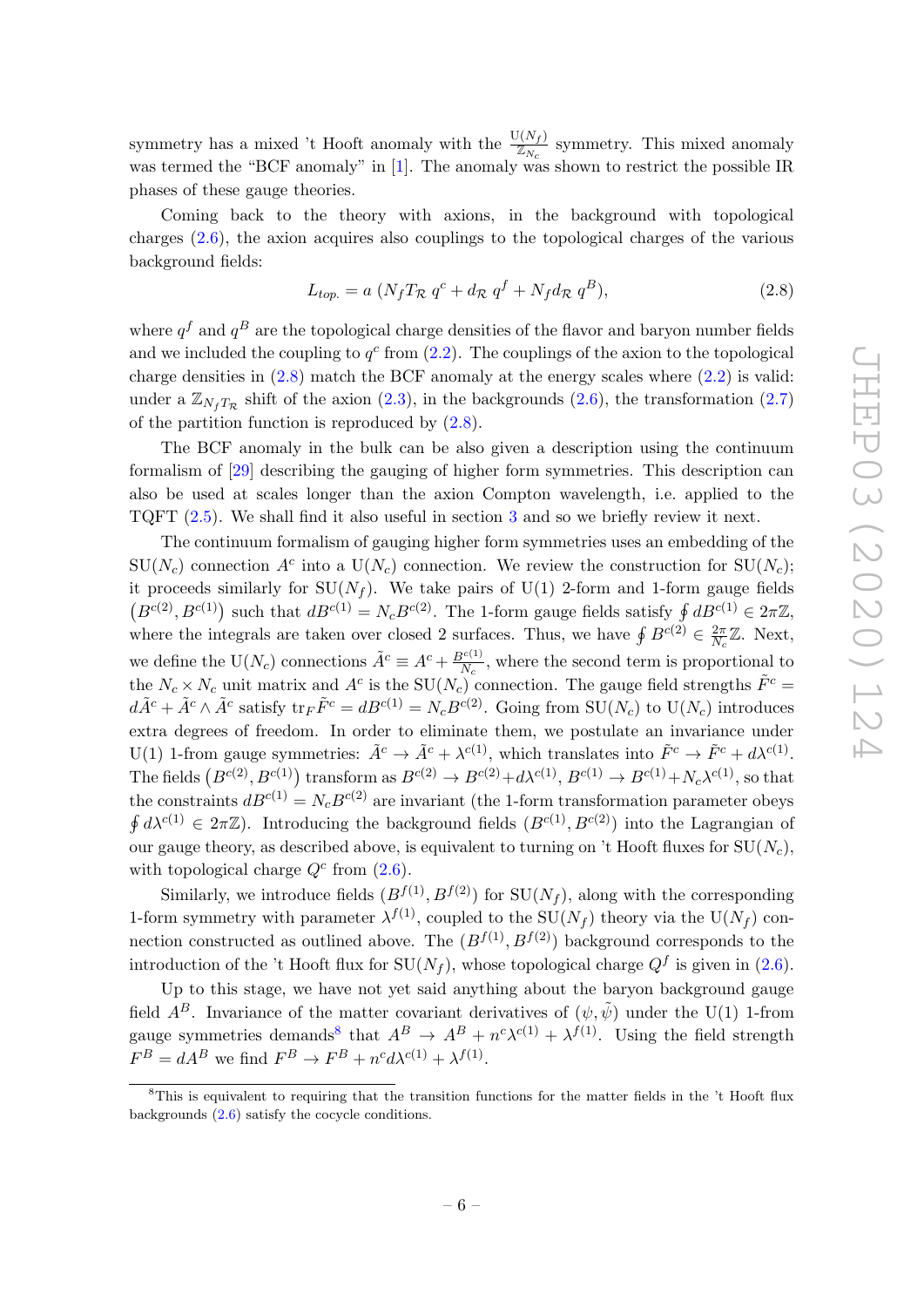symmetry has a mixed 't Hooft anomaly with the $\frac{\mathrm{U}(N_f)}{\mathbb{Z}_{N_c}}$ symmetry. This mixed anomaly was termed the "BCF anomaly" in [1]. The anomaly was shown to restrict the possible IR phases of these gauge theories.

Coming back to the theory with axions, in the background with topological charges (2.6), the axion acquires also couplings to the topological charges of the various background fields:

$$L_{top.} = a\,(N_f T_{\mathcal{R}}\, q^c + d_{\mathcal{R}}\, q^f + N_f d_{\mathcal{R}}\, q^B), \tag{2.8}$$

where $q^f$ and $q^B$ are the topological charge densities of the flavor and baryon number fields and we included the coupling to $q^c$ from (2.2). The couplings of the axion to the topological charge densities in (2.8) match the BCF anomaly at the energy scales where (2.2) is valid: under a $\mathbb{Z}_{N_f T_{\mathcal{R}}}$ shift of the axion (2.3), in the backgrounds (2.6), the transformation (2.7) of the partition function is reproduced by (2.8).

The BCF anomaly in the bulk can be also given a description using the continuum formalism of [29] describing the gauging of higher form symmetries. This description can also be used at scales longer than the axion Compton wavelength, i.e. applied to the TQFT (2.5). We shall find it also useful in section 3 and so we briefly review it next.

The continuum formalism of gauging higher form symmetries uses an embedding of the $\mathrm{SU}(N_c)$ connection $A^c$ into a $\mathrm{U}(N_c)$ connection. We review the construction for $\mathrm{SU}(N_c)$; it proceeds similarly for $\mathrm{SU}(N_f)$. We take pairs of U(1) 2-form and 1-form gauge fields $\left(B^{c(2)}, B^{c(1)}\right)$ such that $dB^{c(1)} = N_c B^{c(2)}$. The 1-form gauge fields satisfy $\oint dB^{c(1)} \in 2\pi\mathbb{Z}$, where the integrals are taken over closed 2 surfaces. Thus, we have $\oint B^{c(2)} \in \frac{2\pi}{N_c}\mathbb{Z}$. Next, we define the $\mathrm{U}(N_c)$ connections $\tilde{A}^c \equiv A^c + \frac{B^{c(1)}}{N_c}$, where the second term is proportional to the $N_c \times N_c$ unit matrix and $A^c$ is the $\mathrm{SU}(N_c)$ connection. The gauge field strengths $\tilde{F}^c = d\tilde{A}^c + \tilde{A}^c \wedge \tilde{A}^c$ satisfy $\mathrm{tr}_F \tilde{F}^c = dB^{c(1)} = N_c B^{c(2)}$. Going from $\mathrm{SU}(N_c)$ to $\mathrm{U}(N_c)$ introduces extra degrees of freedom. In order to eliminate them, we postulate an invariance under U(1) 1-from gauge symmetries: $\tilde{A}^c \to \tilde{A}^c + \lambda^{c(1)}$, which translates into $\tilde{F}^c \to \tilde{F}^c + d\lambda^{c(1)}$. The fields $\left(B^{c(2)}, B^{c(1)}\right)$ transform as $B^{c(2)} \to B^{c(2)} + d\lambda^{c(1)}$, $B^{c(1)} \to B^{c(1)} + N_c\lambda^{c(1)}$, so that the constraints $dB^{c(1)} = N_c B^{c(2)}$ are invariant (the 1-form transformation parameter obeys $\oint d\lambda^{c(1)} \in 2\pi\mathbb{Z}$). Introducing the background fields $(B^{c(1)}, B^{c(2)})$ into the Lagrangian of our gauge theory, as described above, is equivalent to turning on 't Hooft fluxes for $\mathrm{SU}(N_c)$, with topological charge $Q^c$ from (2.6).

Similarly, we introduce fields $(B^{f(1)}, B^{f(2)})$ for $\mathrm{SU}(N_f)$, along with the corresponding 1-form symmetry with parameter $\lambda^{f(1)}$, coupled to the $\mathrm{SU}(N_f)$ theory via the $\mathrm{U}(N_f)$ connection constructed as outlined above. The $(B^{f(1)}, B^{f(2)})$ background corresponds to the introduction of the 't Hooft flux for $\mathrm{SU}(N_f)$, whose topological charge $Q^f$ is given in (2.6).

Up to this stage, we have not yet said anything about the baryon background gauge field $A^B$. Invariance of the matter covariant derivatives of $(\psi, \tilde{\psi})$ under the U(1) 1-from gauge symmetries demands[8] that $A^B \to A^B + n^c\lambda^{c(1)} + \lambda^{f(1)}$. Using the field strength $F^B = dA^B$ we find $F^B \to F^B + n^c d\lambda^{c(1)} + \lambda^{f(1)}$.

[8]This is equivalent to requiring that the transition functions for the matter fields in the 't Hooft flux backgrounds (2.6) satisfy the cocycle conditions.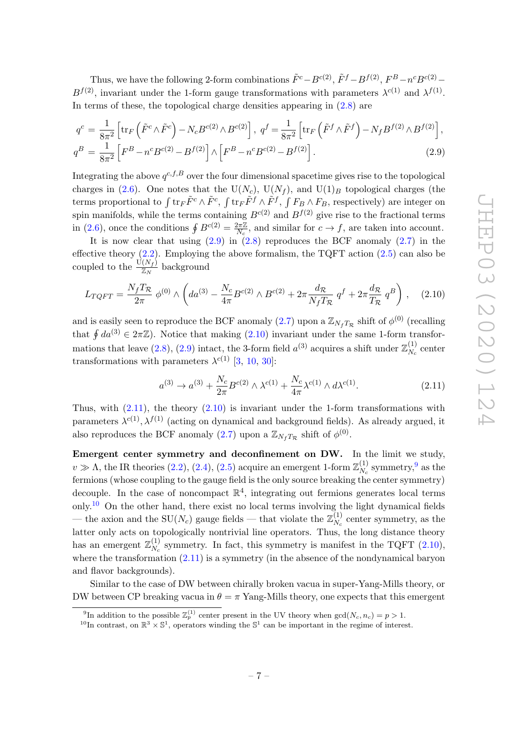Thus, we have the following 2-form combinations $\tilde{F}^c - B^{c(2)}$, $\tilde{F}^f - B^{f(2)}$, $F^B - n^c B^{c(2)} - B^{f(2)}$, invariant under the 1-form gauge transformations with parameters $\lambda^{c(1)}$ and $\lambda^{f(1)}$. In terms of these, the topological charge densities appearing in (2.8) are

$$
\begin{aligned}
q^c &= \frac{1}{8\pi^2}\left[\mathrm{tr}_F\left(\tilde{F}^c \wedge \tilde{F}^c\right) - N_c B^{c(2)} \wedge B^{c(2)}\right], \; q^f = \frac{1}{8\pi^2}\left[\mathrm{tr}_F\left(\tilde{F}^f \wedge \tilde{F}^f\right) - N_f B^{f(2)} \wedge B^{f(2)}\right],\\
q^B &= \frac{1}{8\pi^2}\left[F^B - n^c B^{c(2)} - B^{f(2)}\right] \wedge \left[F^B - n^c B^{c(2)} - B^{f(2)}\right].
\end{aligned} \tag{2.9}
$$

Integrating the above $q^{c,f,B}$ over the four dimensional spacetime gives rise to the topological charges in (2.6). One notes that the $\mathrm{U}(N_c)$, $\mathrm{U}(N_f)$, and $\mathrm{U}(1)_B$ topological charges (the terms proportional to $\int \mathrm{tr}_F \tilde{F}^c \wedge \tilde{F}^c$, $\int \mathrm{tr}_F \tilde{F}^f \wedge \tilde{F}^f$, $\int F_B \wedge F_B$, respectively) are integer on spin manifolds, while the terms containing $B^{c(2)}$ and $B^{f(2)}$ give rise to the fractional terms in (2.6), once the conditions $\oint B^{c(2)} = \frac{2\pi\mathbb{Z}}{N_c}$, and similar for $c \to f$, are taken into account.

It is now clear that using (2.9) in (2.8) reproduces the BCF anomaly (2.7) in the effective theory (2.2). Employing the above formalism, the TQFT action (2.5) can also be coupled to the $\frac{\mathrm{U}(N_f)}{\mathbb{Z}_N}$ background

$$
L_{TQFT} = \frac{N_f T_{\mathcal{R}}}{2\pi}\,\phi^{(0)} \wedge \left(da^{(3)} - \frac{N_c}{4\pi} B^{c(2)} \wedge B^{c(2)} + 2\pi \frac{d_{\mathcal{R}}}{N_f T_{\mathcal{R}}}\, q^f + 2\pi \frac{d_{\mathcal{R}}}{T_{\mathcal{R}}}\, q^B\right), \tag{2.10}
$$

and is easily seen to reproduce the BCF anomaly (2.7) upon a $\mathbb{Z}_{N_f T_{\mathcal{R}}}$ shift of $\phi^{(0)}$ (recalling that $\oint da^{(3)} \in 2\pi\mathbb{Z}$). Notice that making (2.10) invariant under the same 1-form transformations that leave (2.8), (2.9) intact, the 3-form field $a^{(3)}$ acquires a shift under $\mathbb{Z}_{N_c}^{(1)}$ center transformations with parameters $\lambda^{c(1)}$ [3, 10, 30]:

$$
a^{(3)} \to a^{(3)} + \frac{N_c}{2\pi} B^{c(2)} \wedge \lambda^{c(1)} + \frac{N_c}{4\pi} \lambda^{c(1)} \wedge d\lambda^{c(1)}. \tag{2.11}
$$

Thus, with (2.11), the theory (2.10) is invariant under the 1-form transformations with parameters $\lambda^{c(1)}, \lambda^{f(1)}$ (acting on dynamical and background fields). As already argued, it also reproduces the BCF anomaly (2.7) upon a $\mathbb{Z}_{N_f T_{\mathcal{R}}}$ shift of $\phi^{(0)}$.

**Emergent center symmetry and deconfinement on DW.** In the limit we study, $v \gg \Lambda$, the IR theories (2.2), (2.4), (2.5) acquire an emergent 1-form $\mathbb{Z}_{N_c}^{(1)}$ symmetry,[9] as the fermions (whose coupling to the gauge field is the only source breaking the center symmetry) decouple. In the case of noncompact $\mathbb{R}^4$, integrating out fermions generates local terms only.[10] On the other hand, there exist no local terms involving the light dynamical fields — the axion and the $\mathrm{SU}(N_c)$ gauge fields — that violate the $\mathbb{Z}_{N_c}^{(1)}$ center symmetry, as the latter only acts on topologically nontrivial line operators. Thus, the long distance theory has an emergent $\mathbb{Z}_{N_c}^{(1)}$ symmetry. In fact, this symmetry is manifest in the TQFT (2.10), where the transformation (2.11) is a symmetry (in the absence of the nondynamical baryon and flavor backgrounds).

Similar to the case of DW between chirally broken vacua in super-Yang-Mills theory, or DW between CP breaking vacua in $\theta = \pi$ Yang-Mills theory, one expects that this emergent

---

[9] In addition to the possible $\mathbb{Z}_p^{(1)}$ center present in the UV theory when $\gcd(N_c, n_c) = p > 1$.

[10] In contrast, on $\mathbb{R}^3 \times \mathbb{S}^1$, operators winding the $\mathbb{S}^1$ can be important in the regime of interest.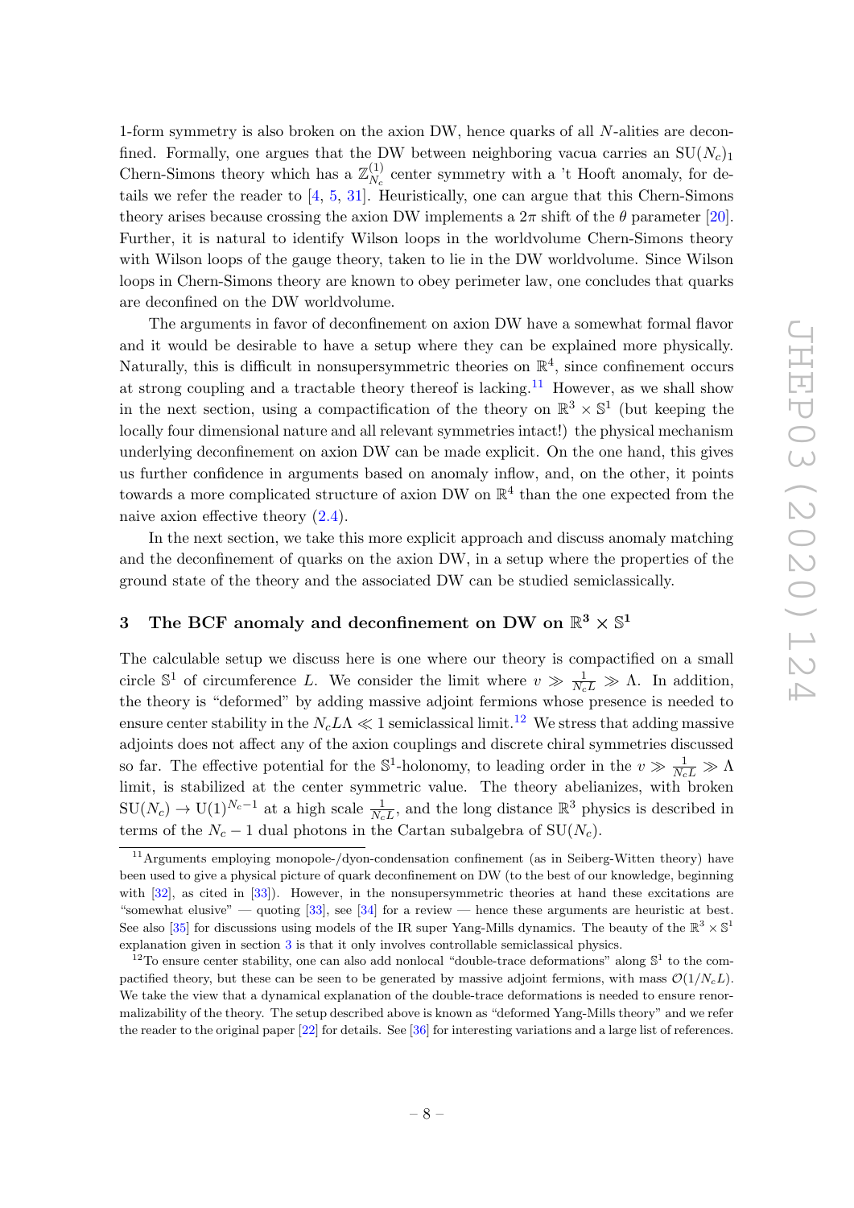1-form symmetry is also broken on the axion DW, hence quarks of all $N$-alities are deconfined. Formally, one argues that the DW between neighboring vacua carries an $\mathrm{SU}(N_c)_1$ Chern-Simons theory which has a $\mathbb{Z}_{N_c}^{(1)}$ center symmetry with a 't Hooft anomaly, for details we refer the reader to [4, 5, 31]. Heuristically, one can argue that this Chern-Simons theory arises because crossing the axion DW implements a $2\pi$ shift of the $\theta$ parameter [20]. Further, it is natural to identify Wilson loops in the worldvolume Chern-Simons theory with Wilson loops of the gauge theory, taken to lie in the DW worldvolume. Since Wilson loops in Chern-Simons theory are known to obey perimeter law, one concludes that quarks are deconfined on the DW worldvolume.

The arguments in favor of deconfinement on axion DW have a somewhat formal flavor and it would be desirable to have a setup where they can be explained more physically. Naturally, this is difficult in nonsupersymmetric theories on $\mathbb{R}^4$, since confinement occurs at strong coupling and a tractable theory thereof is lacking.[11] However, as we shall show in the next section, using a compactification of the theory on $\mathbb{R}^3 \times \mathbb{S}^1$ (but keeping the locally four dimensional nature and all relevant symmetries intact!) the physical mechanism underlying deconfinement on axion DW can be made explicit. On the one hand, this gives us further confidence in arguments based on anomaly inflow, and, on the other, it points towards a more complicated structure of axion DW on $\mathbb{R}^4$ than the one expected from the naive axion effective theory (2.4).

In the next section, we take this more explicit approach and discuss anomaly matching and the deconfinement of quarks on the axion DW, in a setup where the properties of the ground state of the theory and the associated DW can be studied semiclassically.

## 3 The BCF anomaly and deconfinement on DW on $\mathbb{R}^3 \times \mathbb{S}^1$

The calculable setup we discuss here is one where our theory is compactified on a small circle $\mathbb{S}^1$ of circumference $L$. We consider the limit where $v \gg \frac{1}{N_c L} \gg \Lambda$. In addition, the theory is "deformed" by adding massive adjoint fermions whose presence is needed to ensure center stability in the $N_c L \Lambda \ll 1$ semiclassical limit.[12] We stress that adding massive adjoints does not affect any of the axion couplings and discrete chiral symmetries discussed so far. The effective potential for the $\mathbb{S}^1$-holonomy, to leading order in the $v \gg \frac{1}{N_c L} \gg \Lambda$ limit, is stabilized at the center symmetric value. The theory abelianizes, with broken $\mathrm{SU}(N_c) \to \mathrm{U}(1)^{N_c-1}$ at a high scale $\frac{1}{N_c L}$, and the long distance $\mathbb{R}^3$ physics is described in terms of the $N_c - 1$ dual photons in the Cartan subalgebra of $\mathrm{SU}(N_c)$.

[11] Arguments employing monopole-/dyon-condensation confinement (as in Seiberg-Witten theory) have been used to give a physical picture of quark deconfinement on DW (to the best of our knowledge, beginning with [32], as cited in [33]). However, in the nonsupersymmetric theories at hand these excitations are "somewhat elusive" — quoting [33], see [34] for a review — hence these arguments are heuristic at best. See also [35] for discussions using models of the IR super Yang-Mills dynamics. The beauty of the $\mathbb{R}^3 \times \mathbb{S}^1$ explanation given in section 3 is that it only involves controllable semiclassical physics.

[12] To ensure center stability, one can also add nonlocal "double-trace deformations" along $\mathbb{S}^1$ to the compactified theory, but these can be seen to be generated by massive adjoint fermions, with mass $\mathcal{O}(1/N_c L)$. We take the view that a dynamical explanation of the double-trace deformations is needed to ensure renormalizability of the theory. The setup described above is known as "deformed Yang-Mills theory" and we refer the reader to the original paper [22] for details. See [36] for interesting variations and a large list of references.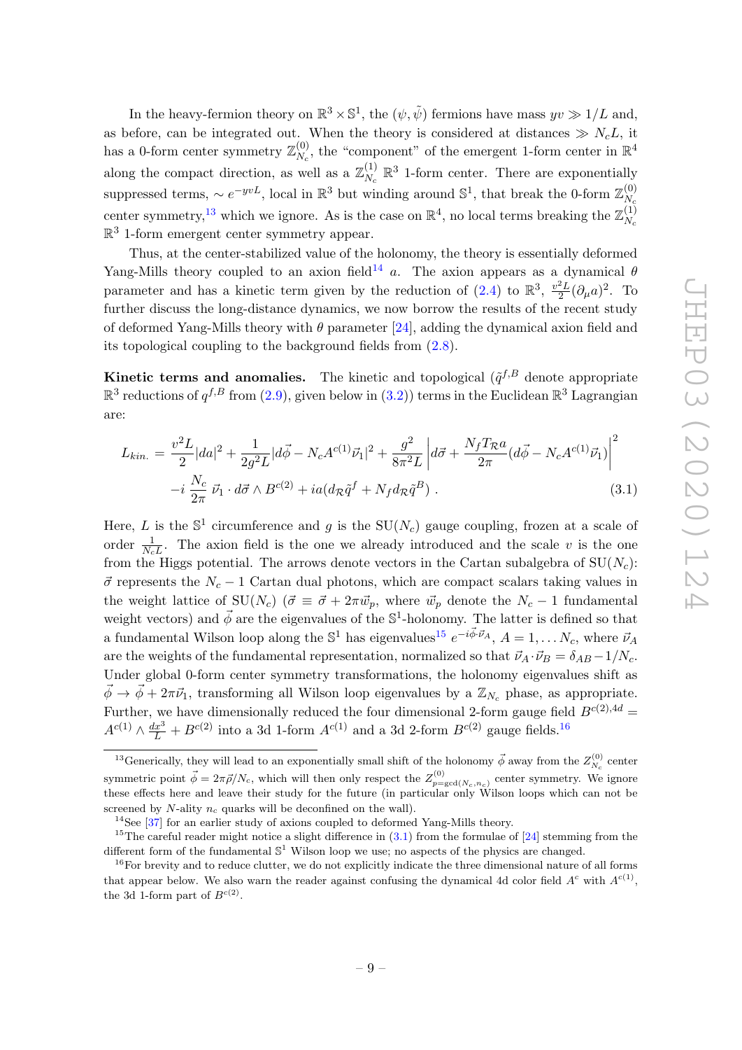In the heavy-fermion theory on $\mathbb{R}^3 \times \mathbb{S}^1$, the $(\psi, \tilde{\psi})$ fermions have mass $yv \gg 1/L$ and, as before, can be integrated out. When the theory is considered at distances $\gg N_c L$, it has a 0-form center symmetry $\mathbb{Z}^{(0)}_{N_c}$, the "component" of the emergent 1-form center in $\mathbb{R}^4$ along the compact direction, as well as a $\mathbb{Z}^{(1)}_{N_c}$ $\mathbb{R}^3$ 1-form center. There are exponentially suppressed terms, $\sim e^{-yvL}$, local in $\mathbb{R}^3$ but winding around $\mathbb{S}^1$, that break the 0-form $\mathbb{Z}^{(0)}_{N_c}$ center symmetry,[13] which we ignore. As is the case on $\mathbb{R}^4$, no local terms breaking the $\mathbb{Z}^{(1)}_{N_c}$ $\mathbb{R}^3$ 1-form emergent center symmetry appear.

Thus, at the center-stabilized value of the holonomy, the theory is essentially deformed Yang-Mills theory coupled to an axion field[14] $a$. The axion appears as a dynamical $\theta$ parameter and has a kinetic term given by the reduction of (2.4) to $\mathbb{R}^3$, $\frac{v^2 L}{2}(\partial_\mu a)^2$. To further discuss the long-distance dynamics, we now borrow the results of the recent study of deformed Yang-Mills theory with $\theta$ parameter [24], adding the dynamical axion field and its topological coupling to the background fields from (2.8).

**Kinetic terms and anomalies.** The kinetic and topological ($\tilde{q}^{f,B}$ denote appropriate $\mathbb{R}^3$ reductions of $q^{f,B}$ from (2.9), given below in (3.2)) terms in the Euclidean $\mathbb{R}^3$ Lagrangian are:

$$
\begin{aligned}
L_{kin.} = &\frac{v^2 L}{2}|da|^2 + \frac{1}{2g^2 L}|d\vec{\phi} - N_c A^{c(1)}\vec{\nu}_1|^2 + \frac{g^2}{8\pi^2 L}\left| d\vec{\sigma} + \frac{N_f T_{\mathcal{R}} a}{2\pi}(d\vec{\phi} - N_c A^{c(1)}\vec{\nu}_1)\right|^2 \\
&- i\,\frac{N_c}{2\pi}\,\vec{\nu}_1 \cdot d\vec{\sigma} \wedge B^{c(2)} + ia(d_{\mathcal{R}}\tilde{q}^f + N_f d_{\mathcal{R}}\tilde{q}^B)\ . \qquad (3.1)
\end{aligned}
$$

Here, $L$ is the $\mathbb{S}^1$ circumference and $g$ is the SU($N_c$) gauge coupling, frozen at a scale of order $\frac{1}{N_c L}$. The axion field is the one we already introduced and the scale $v$ is the one from the Higgs potential. The arrows denote vectors in the Cartan subalgebra of SU($N_c$): $\vec{\sigma}$ represents the $N_c - 1$ Cartan dual photons, which are compact scalars taking values in the weight lattice of SU($N_c$) ($\vec{\sigma} \equiv \vec{\sigma} + 2\pi\vec{w}_p$, where $\vec{w}_p$ denote the $N_c - 1$ fundamental weight vectors) and $\vec{\phi}$ are the eigenvalues of the $\mathbb{S}^1$-holonomy. The latter is defined so that a fundamental Wilson loop along the $\mathbb{S}^1$ has eigenvalues[15] $e^{-i\vec{\phi}\cdot\vec{\nu}_A}$, $A = 1, \ldots N_c$, where $\vec{\nu}_A$ are the weights of the fundamental representation, normalized so that $\vec{\nu}_A \cdot \vec{\nu}_B = \delta_{AB} - 1/N_c$. Under global 0-form center symmetry transformations, the holonomy eigenvalues shift as $\vec{\phi} \to \vec{\phi} + 2\pi\vec{\nu}_1$, transforming all Wilson loop eigenvalues by a $\mathbb{Z}_{N_c}$ phase, as appropriate. Further, we have dimensionally reduced the four dimensional 2-form gauge field $B^{c(2),4d} = A^{c(1)} \wedge \frac{dx^3}{L} + B^{c(2)}$ into a 3d 1-form $A^{c(1)}$ and a 3d 2-form $B^{c(2)}$ gauge fields.[16]

---

[13] Generically, they will lead to an exponentially small shift of the holonomy $\vec{\phi}$ away from the $Z^{(0)}_{N_c}$ center symmetric point $\vec{\phi} = 2\pi\vec{\rho}/N_c$, which will then only respect the $Z^{(0)}_{p=\gcd(N_c,n_c)}$ center symmetry. We ignore these effects here and leave their study for the future (in particular only Wilson loops which can not be screened by $N$-ality $n_c$ quarks will be deconfined on the wall).

[14] See [37] for an earlier study of axions coupled to deformed Yang-Mills theory.

[15] The careful reader might notice a slight difference in (3.1) from the formulae of [24] stemming from the different form of the fundamental $\mathbb{S}^1$ Wilson loop we use; no aspects of the physics are changed.

[16] For brevity and to reduce clutter, we do not explicitly indicate the three dimensional nature of all forms that appear below. We also warn the reader against confusing the dynamical 4d color field $A^c$ with $A^{c(1)}$, the 3d 1-form part of $B^{c(2)}$.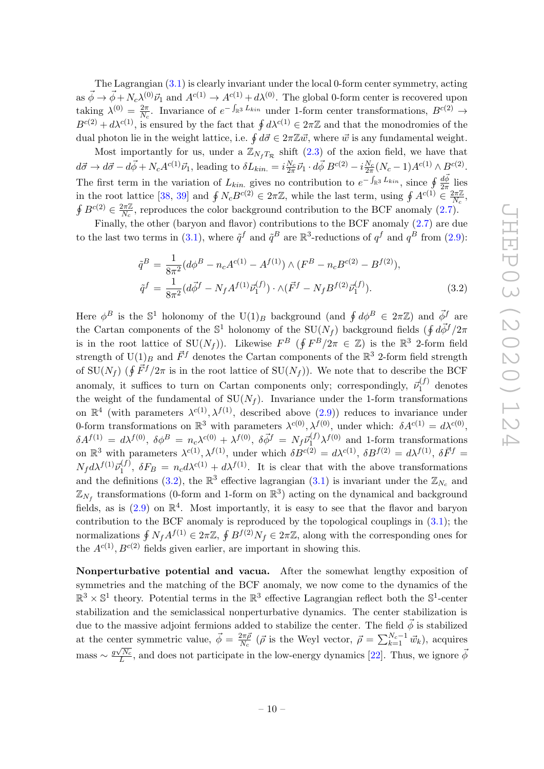The Lagrangian (3.1) is clearly invariant under the local 0-form center symmetry, acting as $\vec{\phi} \to \vec{\phi} + N_c \lambda^{(0)} \vec{\nu}_1$ and $A^{c(1)} \to A^{c(1)} + d\lambda^{(0)}$. The global 0-form center is recovered upon taking $\lambda^{(0)} = \frac{2\pi}{N_c}$. Invariance of $e^{-\int_{\mathbb{R}^3} L_{kin}}$ under 1-form center transformations, $B^{c(2)} \to B^{c(2)} + d\lambda^{c(1)}$, is ensured by the fact that $\oint d\lambda^{c(1)} \in 2\pi\mathbb{Z}$ and that the monodromies of the dual photon lie in the weight lattice, i.e. $\oint d\vec{\sigma} \in 2\pi\mathbb{Z}\vec{w}$, where $\vec{w}$ is any fundamental weight.

Most importantly for us, under a $\mathbb{Z}_{N_f T_{\mathcal{R}}}$ shift (2.3) of the axion field, we have that $d\vec{\sigma} \to d\vec{\sigma} - d\vec{\phi} + N_c A^{c(1)}\vec{\nu}_1$, leading to $\delta L_{kin.} = i\frac{N_c}{2\pi}\vec{\nu}_1 \cdot d\vec{\phi}\, B^{c(2)} - i\frac{N_c}{2\pi}(N_c - 1)A^{c(1)} \wedge B^{c(2)}$. The first term in the variation of $L_{kin.}$ gives no contribution to $e^{-\int_{\mathbb{R}^3} L_{kin}}$, since $\oint \frac{d\vec{\phi}}{2\pi}$ lies in the root lattice [38, 39] and $\oint N_c B^{c(2)} \in 2\pi\mathbb{Z}$, while the last term, using $\oint A^{c(1)} \in \frac{2\pi\mathbb{Z}}{N_c}$, $\oint B^{c(2)} \in \frac{2\pi\mathbb{Z}}{N_c}$, reproduces the color background contribution to the BCF anomaly (2.7).

Finally, the other (baryon and flavor) contributions to the BCF anomaly (2.7) are due to the last two terms in (3.1), where $\tilde{q}^f$ and $\tilde{q}^B$ are $\mathbb{R}^3$-reductions of $q^f$ and $q^B$ from (2.9):

$$
\begin{aligned}
\tilde{q}^B &= \frac{1}{8\pi^2}(d\phi^B - n_c A^{c(1)} - A^{f(1)}) \wedge (F^B - n_c B^{c(2)} - B^{f(2)}), \\
\tilde{q}^f &= \frac{1}{8\pi^2}(d\vec{\phi}^f - N_f A^{f(1)}\vec{\nu}_1^{(f)}) \cdot \wedge(\vec{F}^f - N_f B^{f(2)}\vec{\nu}_1^{(f)}).
\end{aligned}
\tag{3.2}
$$

Here $\phi^B$ is the $\mathbb{S}^1$ holonomy of the $\mathrm{U}(1)_B$ background (and $\oint d\phi^B \in 2\pi\mathbb{Z}$) and $\vec{\phi}^f$ are the Cartan components of the $\mathbb{S}^1$ holonomy of the $\mathrm{SU}(N_f)$ background fields ($\oint d\vec{\phi}^f/2\pi$ is in the root lattice of $\mathrm{SU}(N_f)$). Likewise $F^B$ ($\oint F^B/2\pi \in \mathbb{Z}$) is the $\mathbb{R}^3$ 2-form field strength of $\mathrm{U}(1)_B$ and $\vec{F}^f$ denotes the Cartan components of the $\mathbb{R}^3$ 2-form field strength of $\mathrm{SU}(N_f)$ ($\oint \vec{F}^f/2\pi$ is in the root lattice of $\mathrm{SU}(N_f)$). We note that to describe the BCF anomaly, it suffices to turn on Cartan components only; correspondingly, $\vec{\nu}_1^{(f)}$ denotes the weight of the fundamental of $\mathrm{SU}(N_f)$. Invariance under the 1-form transformations on $\mathbb{R}^4$ (with parameters $\lambda^{c(1)}, \lambda^{f(1)}$, described above (2.9)) reduces to invariance under 0-form transformations on $\mathbb{R}^3$ with parameters $\lambda^{c(0)}, \lambda^{f(0)}$, under which: $\delta A^{c(1)} = d\lambda^{c(0)}$, $\delta A^{f(1)} = d\lambda^{f(0)}$, $\delta\phi^B = n_c\lambda^{c(0)} + \lambda^{f(0)}$, $\delta\vec{\phi}^f = N_f\vec{\nu}_1^{(f)}\lambda^{f(0)}$ and 1-form transformations on $\mathbb{R}^3$ with parameters $\lambda^{c(1)}, \lambda^{f(1)}$, under which $\delta B^{c(2)} = d\lambda^{c(1)}$, $\delta B^{f(2)} = d\lambda^{f(1)}$, $\delta\vec{F}^f = N_f d\lambda^{f(1)}\vec{\nu}_1^{(f)}$, $\delta F_B = n_c d\lambda^{c(1)} + d\lambda^{f(1)}$. It is clear that with the above transformations and the definitions (3.2), the $\mathbb{R}^3$ effective lagrangian (3.1) is invariant under the $\mathbb{Z}_{N_c}$ and $\mathbb{Z}_{N_f}$ transformations (0-form and 1-form on $\mathbb{R}^3$) acting on the dynamical and background fields, as is (2.9) on $\mathbb{R}^4$. Most importantly, it is easy to see that the flavor and baryon contribution to the BCF anomaly is reproduced by the topological couplings in (3.1); the normalizations $\oint N_f A^{f(1)} \in 2\pi\mathbb{Z}$, $\oint B^{f(2)} N_f \in 2\pi\mathbb{Z}$, along with the corresponding ones for the $A^{c(1)}, B^{c(2)}$ fields given earlier, are important in showing this.

**Nonperturbative potential and vacua.** After the somewhat lengthy exposition of symmetries and the matching of the BCF anomaly, we now come to the dynamics of the $\mathbb{R}^3 \times \mathbb{S}^1$ theory. Potential terms in the $\mathbb{R}^3$ effective Lagrangian reflect both the $\mathbb{S}^1$-center stabilization and the semiclassical nonperturbative dynamics. The center stabilization is due to the massive adjoint fermions added to stabilize the center. The field $\vec{\phi}$ is stabilized at the center symmetric value, $\vec{\phi} = \frac{2\pi\vec{\rho}}{N_c}$ ($\vec{\rho}$ is the Weyl vector, $\vec{\rho} = \sum_{k=1}^{N_c-1}\vec{w}_k$), acquires mass $\sim \frac{g\sqrt{N_c}}{L}$, and does not participate in the low-energy dynamics [22]. Thus, we ignore $\vec{\phi}$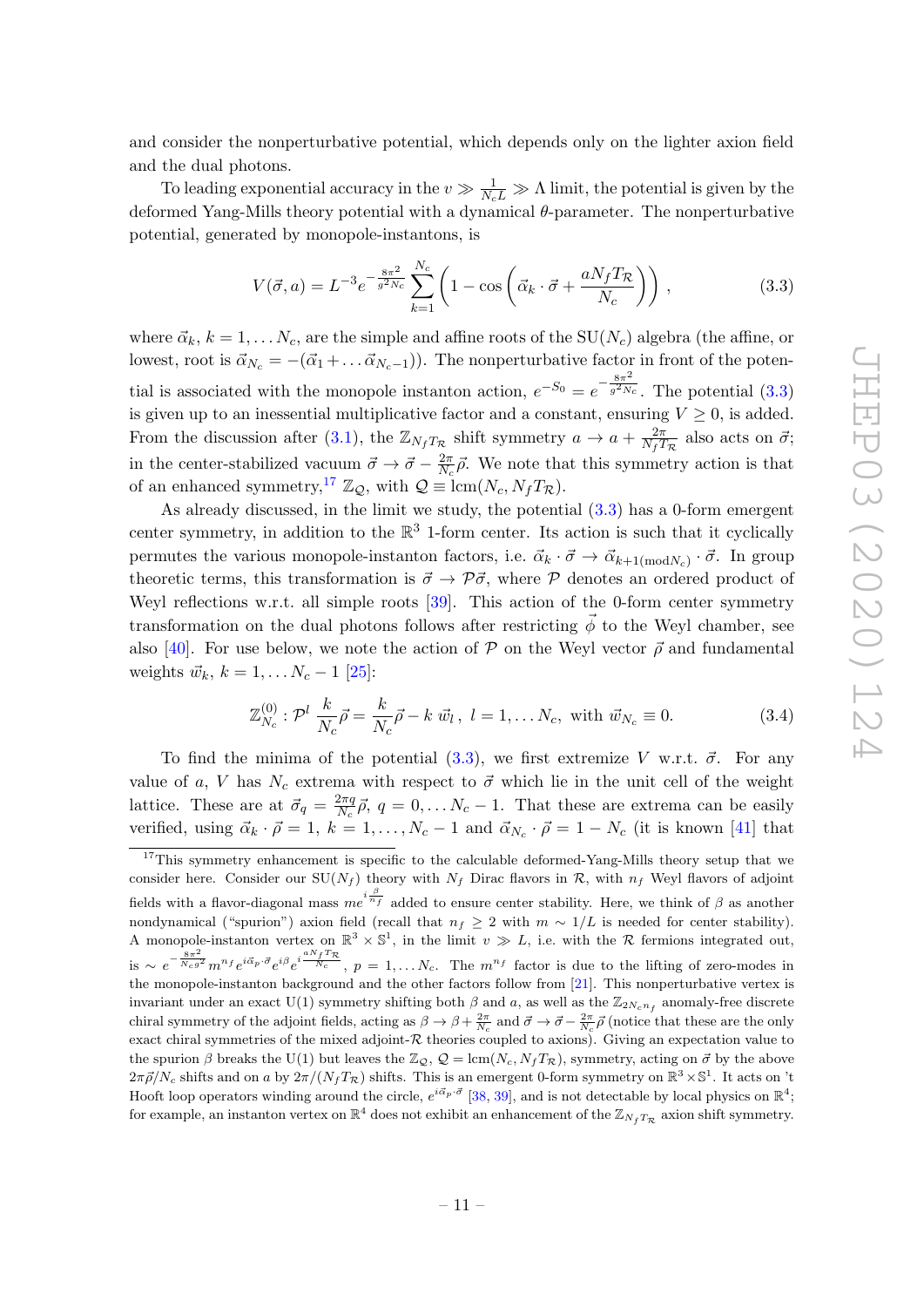and consider the nonperturbative potential, which depends only on the lighter axion field and the dual photons.

To leading exponential accuracy in the $v \gg \frac{1}{N_c L} \gg \Lambda$ limit, the potential is given by the deformed Yang-Mills theory potential with a dynamical $\theta$-parameter. The nonperturbative potential, generated by monopole-instantons, is

$$V(\vec{\sigma}, a) = L^{-3} e^{-\frac{8\pi^2}{g^2 N_c}} \sum_{k=1}^{N_c} \left(1 - \cos\left(\vec{\alpha}_k \cdot \vec{\sigma} + \frac{a N_f T_{\mathcal{R}}}{N_c}\right)\right), \tag{3.3}$$

where $\vec{\alpha}_k$, $k = 1, \ldots N_c$, are the simple and affine roots of the SU($N_c$) algebra (the affine, or lowest, root is $\vec{\alpha}_{N_c} = -(\vec{\alpha}_1 + \ldots \vec{\alpha}_{N_c - 1})$). The nonperturbative factor in front of the potential is associated with the monopole instanton action, $e^{-S_0} = e^{-\frac{8\pi^2}{g^2 N_c}}$. The potential (3.3) is given up to an inessential multiplicative factor and a constant, ensuring $V \geq 0$, is added. From the discussion after (3.1), the $\mathbb{Z}_{N_f T_{\mathcal{R}}}$ shift symmetry $a \to a + \frac{2\pi}{N_f T_{\mathcal{R}}}$ also acts on $\vec{\sigma}$; in the center-stabilized vacuum $\vec{\sigma} \to \vec{\sigma} - \frac{2\pi}{N_c}\vec{\rho}$. We note that this symmetry action is that of an enhanced symmetry,[17] $\mathbb{Z}_{\mathcal{Q}}$, with $\mathcal{Q} \equiv \text{lcm}(N_c, N_f T_{\mathcal{R}})$.

As already discussed, in the limit we study, the potential (3.3) has a 0-form emergent center symmetry, in addition to the $\mathbb{R}^3$ 1-form center. Its action is such that it cyclically permutes the various monopole-instanton factors, i.e. $\vec{\alpha}_k \cdot \vec{\sigma} \to \vec{\alpha}_{k+1(\text{mod} N_c)} \cdot \vec{\sigma}$. In group theoretic terms, this transformation is $\vec{\sigma} \to \mathcal{P}\vec{\sigma}$, where $\mathcal{P}$ denotes an ordered product of Weyl reflections w.r.t. all simple roots [39]. This action of the 0-form center symmetry transformation on the dual photons follows after restricting $\vec{\phi}$ to the Weyl chamber, see also [40]. For use below, we note the action of $\mathcal{P}$ on the Weyl vector $\vec{\rho}$ and fundamental weights $\vec{w}_k$, $k = 1, \ldots N_c - 1$ [25]:

$$\mathbb{Z}_{N_c}^{(0)} : \mathcal{P}^l \, \frac{k}{N_c}\vec{\rho} = \frac{k}{N_c}\vec{\rho} - k\, \vec{w}_l \,, \; l = 1, \ldots N_c, \text{ with } \vec{w}_{N_c} \equiv 0. \tag{3.4}$$

To find the minima of the potential (3.3), we first extremize $V$ w.r.t. $\vec{\sigma}$. For any value of $a$, $V$ has $N_c$ extrema with respect to $\vec{\sigma}$ which lie in the unit cell of the weight lattice. These are at $\vec{\sigma}_q = \frac{2\pi q}{N_c}\vec{\rho}$, $q = 0, \ldots N_c - 1$. That these are extrema can be easily verified, using $\vec{\alpha}_k \cdot \vec{\rho} = 1$, $k = 1, \ldots, N_c - 1$ and $\vec{\alpha}_{N_c} \cdot \vec{\rho} = 1 - N_c$ (it is known [41] that

[17] This symmetry enhancement is specific to the calculable deformed-Yang-Mills theory setup that we consider here. Consider our SU($N_f$) theory with $N_f$ Dirac flavors in $\mathcal{R}$, with $n_f$ Weyl flavors of adjoint fields with a flavor-diagonal mass $m e^{i\frac{\beta}{n_f}}$ added to ensure center stability. Here, we think of $\beta$ as another nondynamical ("spurion") axion field (recall that $n_f \geq 2$ with $m \sim 1/L$ is needed for center stability). A monopole-instanton vertex on $\mathbb{R}^3 \times \mathbb{S}^1$, in the limit $v \gg L$, i.e. with the $\mathcal{R}$ fermions integrated out, is $\sim e^{-\frac{8\pi^2}{N_c g^2}} m^{n_f} e^{i\vec{\alpha}_p \cdot \vec{\sigma}} e^{i\beta} e^{i\frac{a N_f T_{\mathcal{R}}}{N_c}}$, $p = 1, \ldots N_c$. The $m^{n_f}$ factor is due to the lifting of zero-modes in the monopole-instanton background and the other factors follow from [21]. This nonperturbative vertex is invariant under an exact U(1) symmetry shifting both $\beta$ and $a$, as well as the $\mathbb{Z}_{2N_c n_f}$ anomaly-free discrete chiral symmetry of the adjoint fields, acting as $\beta \to \beta + \frac{2\pi}{N_c}$ and $\vec{\sigma} \to \vec{\sigma} - \frac{2\pi}{N_c}\vec{\rho}$ (notice that these are the only exact chiral symmetries of the mixed adjoint-$\mathcal{R}$ theories coupled to axions). Giving an expectation value to the spurion $\beta$ breaks the U(1) but leaves the $\mathbb{Z}_{\mathcal{Q}}$, $\mathcal{Q} = \text{lcm}(N_c, N_f T_{\mathcal{R}})$, symmetry, acting on $\vec{\sigma}$ by the above $2\pi\vec{\rho}/N_c$ shifts and on $a$ by $2\pi/(N_f T_{\mathcal{R}})$ shifts. This is an emergent 0-form symmetry on $\mathbb{R}^3 \times \mathbb{S}^1$. It acts on 't Hooft loop operators winding around the circle, $e^{i\vec{\alpha}_p \cdot \vec{\sigma}}$ [38, 39], and is not detectable by local physics on $\mathbb{R}^4$; for example, an instanton vertex on $\mathbb{R}^4$ does not exhibit an enhancement of the $\mathbb{Z}_{N_f T_{\mathcal{R}}}$ axion shift symmetry.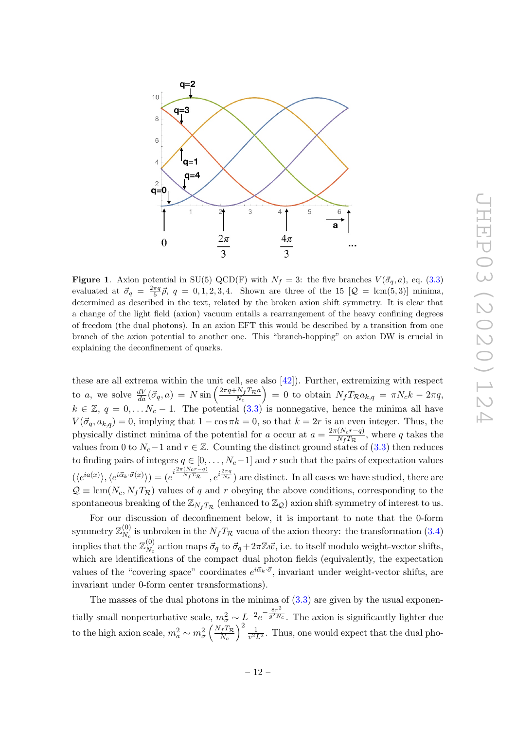**Figure 1**. Axion potential in SU(5) QCD(F) with $N_f = 3$: the five branches $V(\vec{\sigma}_q, a)$, eq. (3.3) evaluated at $\vec{\sigma}_q = \frac{2\pi q}{5}\vec{\rho}$, $q = 0, 1, 2, 3, 4$. Shown are three of the 15 [$\mathcal{Q} = \text{lcm}(5, 3)$] minima, determined as described in the text, related by the broken axion shift symmetry. It is clear that a change of the light field (axion) vacuum entails a rearrangement of the heavy confining degrees of freedom (the dual photons). In an axion EFT this would be described by a transition from one branch of the axion potential to another one. This "branch-hopping" on axion DW is crucial in explaining the deconfinement of quarks.

these are all extrema within the unit cell, see also [42]). Further, extremizing with respect to $a$, we solve $\frac{dV}{da}(\vec{\sigma}_q, a) = N \sin\left(\frac{2\pi q + N_f T_{\mathcal{R}} a}{N_c}\right) = 0$ to obtain $N_f T_{\mathcal{R}} a_{k,q} = \pi N_c k - 2\pi q$, $k \in \mathbb{Z}$, $q = 0, \ldots N_c - 1$. The potential (3.3) is nonnegative, hence the minima all have $V(\vec{\sigma}_q, a_{k,q}) = 0$, implying that $1 - \cos \pi k = 0$, so that $k = 2r$ is an even integer. Thus, the physically distinct minima of the potential for $a$ occur at $a = \frac{2\pi(N_c r - q)}{N_f T_{\mathcal{R}}}$, where $q$ takes the values from 0 to $N_c - 1$ and $r \in \mathbb{Z}$. Counting the distinct ground states of (3.3) then reduces to finding pairs of integers $q \in [0, \ldots, N_c - 1]$ and $r$ such that the pairs of expectation values $(\langle e^{ia(x)} \rangle, \langle e^{i\vec{\alpha}_k \cdot \vec{\sigma}(x)} \rangle) = (e^{i\frac{2\pi(N_c r - q)}{N_f T_{\mathcal{R}}}}, e^{i\frac{2\pi q}{N_c}})$ are distinct. In all cases we have studied, there are $\mathcal{Q} \equiv \text{lcm}(N_c, N_f T_{\mathcal{R}})$ values of $q$ and $r$ obeying the above conditions, corresponding to the spontaneous breaking of the $\mathbb{Z}_{N_f T_{\mathcal{R}}}$ (enhanced to $\mathbb{Z}_{\mathcal{Q}}$) axion shift symmetry of interest to us.

For our discussion of deconfinement below, it is important to note that the 0-form symmetry $\mathbb{Z}_{N_c}^{(0)}$ is unbroken in the $N_f T_{\mathcal{R}}$ vacua of the axion theory: the transformation (3.4) implies that the $\mathbb{Z}_{N_c}^{(0)}$ action maps $\vec{\sigma}_q$ to $\vec{\sigma}_q + 2\pi\mathbb{Z}\vec{w}$, i.e. to itself modulo weight-vector shifts, which are identifications of the compact dual photon fields (equivalently, the expectation values of the "covering space" coordinates $e^{i\vec{\alpha}_k \cdot \vec{\sigma}}$, invariant under weight-vector shifts, are invariant under 0-form center transformations).

The masses of the dual photons in the minima of (3.3) are given by the usual exponentially small nonperturbative scale, $m_\sigma^2 \sim L^{-2} e^{-\frac{8\pi^2}{g^2 N_c}}$. The axion is significantly lighter due to the high axion scale, $m_a^2 \sim m_\sigma^2 \left(\frac{N_f T_{\mathcal{R}}}{N_c}\right)^2 \frac{1}{v^2 L^2}$. Thus, one would expect that the dual pho-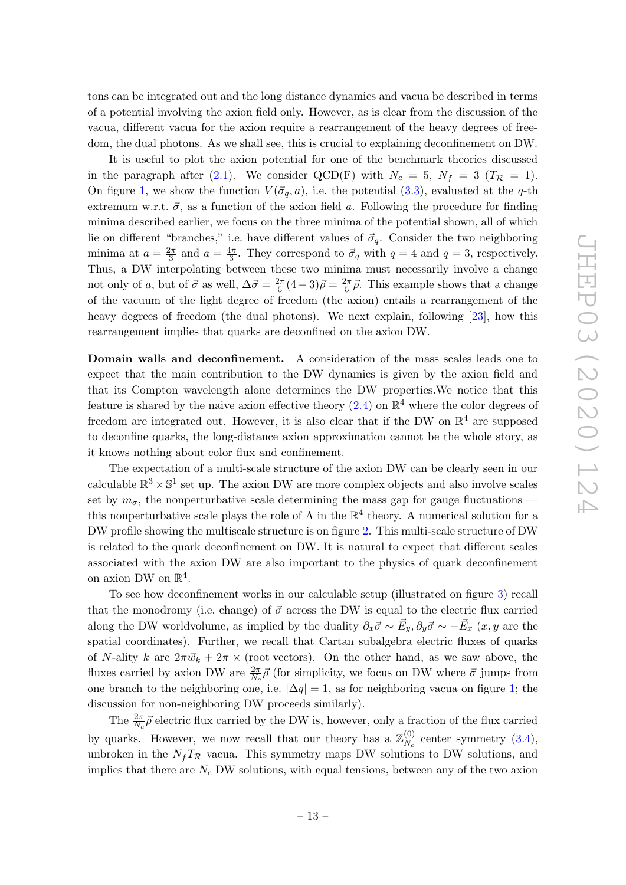tons can be integrated out and the long distance dynamics and vacua be described in terms of a potential involving the axion field only. However, as is clear from the discussion of the vacua, different vacua for the axion require a rearrangement of the heavy degrees of freedom, the dual photons. As we shall see, this is crucial to explaining deconfinement on DW.

It is useful to plot the axion potential for one of the benchmark theories discussed in the paragraph after (2.1). We consider QCD(F) with $N_c = 5$, $N_f = 3$ ($T_{\mathcal{R}} = 1$). On figure 1, we show the function $V(\vec{\sigma}_q, a)$, i.e. the potential (3.3), evaluated at the $q$-th extremum w.r.t. $\vec{\sigma}$, as a function of the axion field $a$. Following the procedure for finding minima described earlier, we focus on the three minima of the potential shown, all of which lie on different "branches," i.e. have different values of $\vec{\sigma}_q$. Consider the two neighboring minima at $a = \frac{2\pi}{3}$ and $a = \frac{4\pi}{3}$. They correspond to $\vec{\sigma}_q$ with $q = 4$ and $q = 3$, respectively. Thus, a DW interpolating between these two minima must necessarily involve a change not only of $a$, but of $\vec{\sigma}$ as well, $\Delta\vec{\sigma} = \frac{2\pi}{5}(4-3)\vec{\rho} = \frac{2\pi}{5}\vec{\rho}$. This example shows that a change of the vacuum of the light degree of freedom (the axion) entails a rearrangement of the heavy degrees of freedom (the dual photons). We next explain, following [23], how this rearrangement implies that quarks are deconfined on the axion DW.

**Domain walls and deconfinement.** A consideration of the mass scales leads one to expect that the main contribution to the DW dynamics is given by the axion field and that its Compton wavelength alone determines the DW properties.We notice that this feature is shared by the naive axion effective theory (2.4) on $\mathbb{R}^4$ where the color degrees of freedom are integrated out. However, it is also clear that if the DW on $\mathbb{R}^4$ are supposed to deconfine quarks, the long-distance axion approximation cannot be the whole story, as it knows nothing about color flux and confinement.

The expectation of a multi-scale structure of the axion DW can be clearly seen in our calculable $\mathbb{R}^3 \times \mathbb{S}^1$ set up. The axion DW are more complex objects and also involve scales set by $m_\sigma$, the nonperturbative scale determining the mass gap for gauge fluctuations — this nonperturbative scale plays the role of $\Lambda$ in the $\mathbb{R}^4$ theory. A numerical solution for a DW profile showing the multiscale structure is on figure 2. This multi-scale structure of DW is related to the quark deconfinement on DW. It is natural to expect that different scales associated with the axion DW are also important to the physics of quark deconfinement on axion DW on $\mathbb{R}^4$.

To see how deconfinement works in our calculable setup (illustrated on figure 3) recall that the monodromy (i.e. change) of $\vec{\sigma}$ across the DW is equal to the electric flux carried along the DW worldvolume, as implied by the duality $\partial_x\vec{\sigma} \sim \vec{E}_y, \partial_y\vec{\sigma} \sim -\vec{E}_x$ ($x, y$ are the spatial coordinates). Further, we recall that Cartan subalgebra electric fluxes of quarks of $N$-ality $k$ are $2\pi\vec{w}_k + 2\pi \times$ (root vectors). On the other hand, as we saw above, the fluxes carried by axion DW are $\frac{2\pi}{N_c}\vec{\rho}$ (for simplicity, we focus on DW where $\vec{\sigma}$ jumps from one branch to the neighboring one, i.e. $|\Delta q| = 1$, as for neighboring vacua on figure 1; the discussion for non-neighboring DW proceeds similarly).

The $\frac{2\pi}{N_c}\vec{\rho}$ electric flux carried by the DW is, however, only a fraction of the flux carried by quarks. However, we now recall that our theory has a $\mathbb{Z}_{N_c}^{(0)}$ center symmetry (3.4), unbroken in the $N_f T_{\mathcal{R}}$ vacua. This symmetry maps DW solutions to DW solutions, and implies that there are $N_c$ DW solutions, with equal tensions, between any of the two axion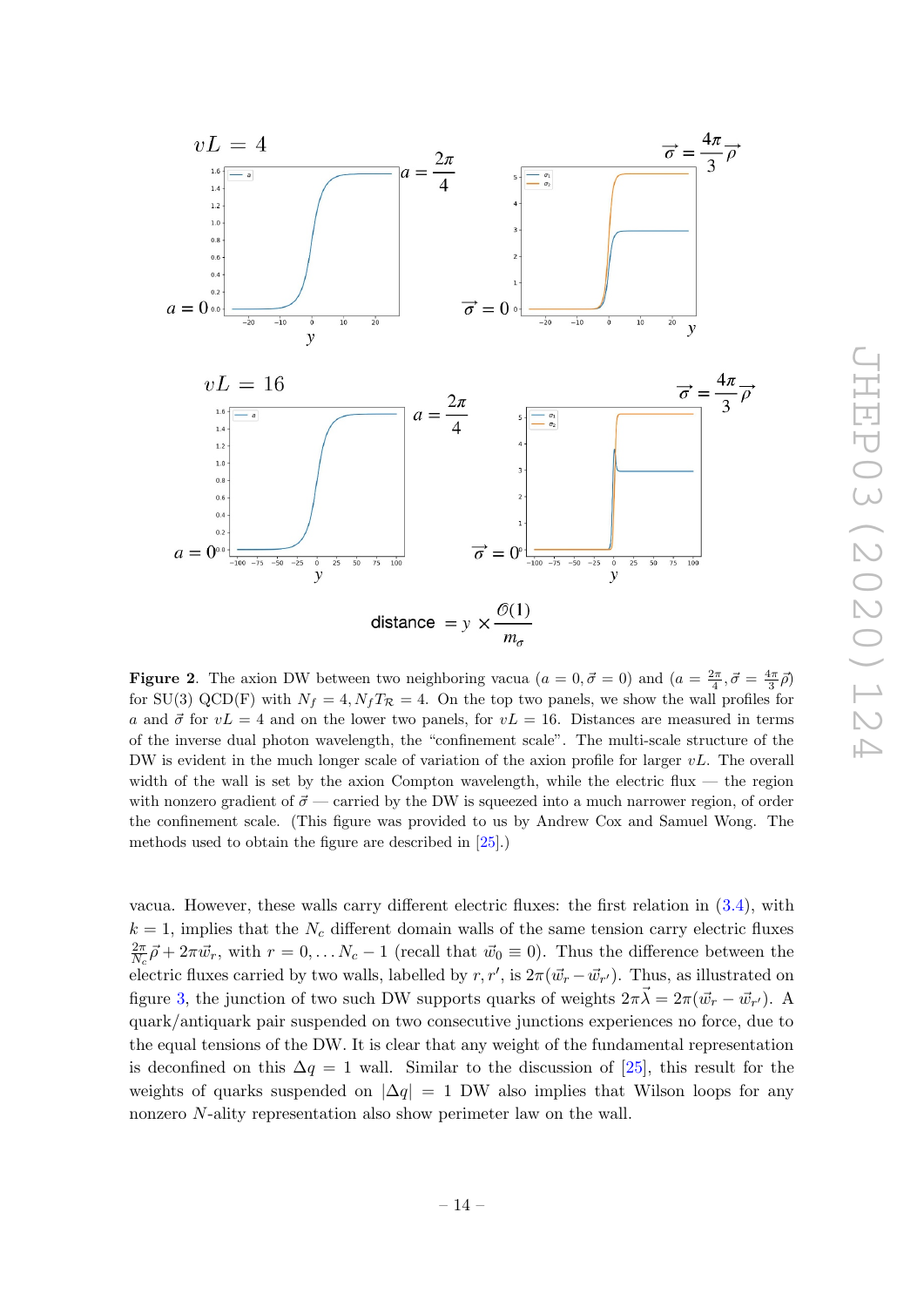**Figure 2**. The axion DW between two neighboring vacua ($a = 0, \vec{\sigma} = 0$) and ($a = \frac{2\pi}{4}, \vec{\sigma} = \frac{4\pi}{3}\vec{\rho}$) for SU(3) QCD(F) with $N_f = 4, N_f T_{\mathcal{R}} = 4$. On the top two panels, we show the wall profiles for $a$ and $\vec{\sigma}$ for $vL = 4$ and on the lower two panels, for $vL = 16$. Distances are measured in terms of the inverse dual photon wavelength, the "confinement scale". The multi-scale structure of the DW is evident in the much longer scale of variation of the axion profile for larger $vL$. The overall width of the wall is set by the axion Compton wavelength, while the electric flux — the region with nonzero gradient of $\vec{\sigma}$ — carried by the DW is squeezed into a much narrower region, of order the confinement scale. (This figure was provided to us by Andrew Cox and Samuel Wong. The methods used to obtain the figure are described in [25].)

vacua. However, these walls carry different electric fluxes: the first relation in (3.4), with $k = 1$, implies that the $N_c$ different domain walls of the same tension carry electric fluxes $\frac{2\pi}{N_c}\vec{\rho} + 2\pi\vec{w}_r$, with $r = 0, \ldots N_c - 1$ (recall that $\vec{w}_0 \equiv 0$). Thus the difference between the electric fluxes carried by two walls, labelled by $r, r'$, is $2\pi(\vec{w}_r - \vec{w}_{r'})$. Thus, as illustrated on figure 3, the junction of two such DW supports quarks of weights $2\pi\vec{\lambda} = 2\pi(\vec{w}_r - \vec{w}_{r'})$. A quark/antiquark pair suspended on two consecutive junctions experiences no force, due to the equal tensions of the DW. It is clear that any weight of the fundamental representation is deconfined on this $\Delta q = 1$ wall. Similar to the discussion of [25], this result for the weights of quarks suspended on $|\Delta q| = 1$ DW also implies that Wilson loops for any nonzero $N$-ality representation also show perimeter law on the wall.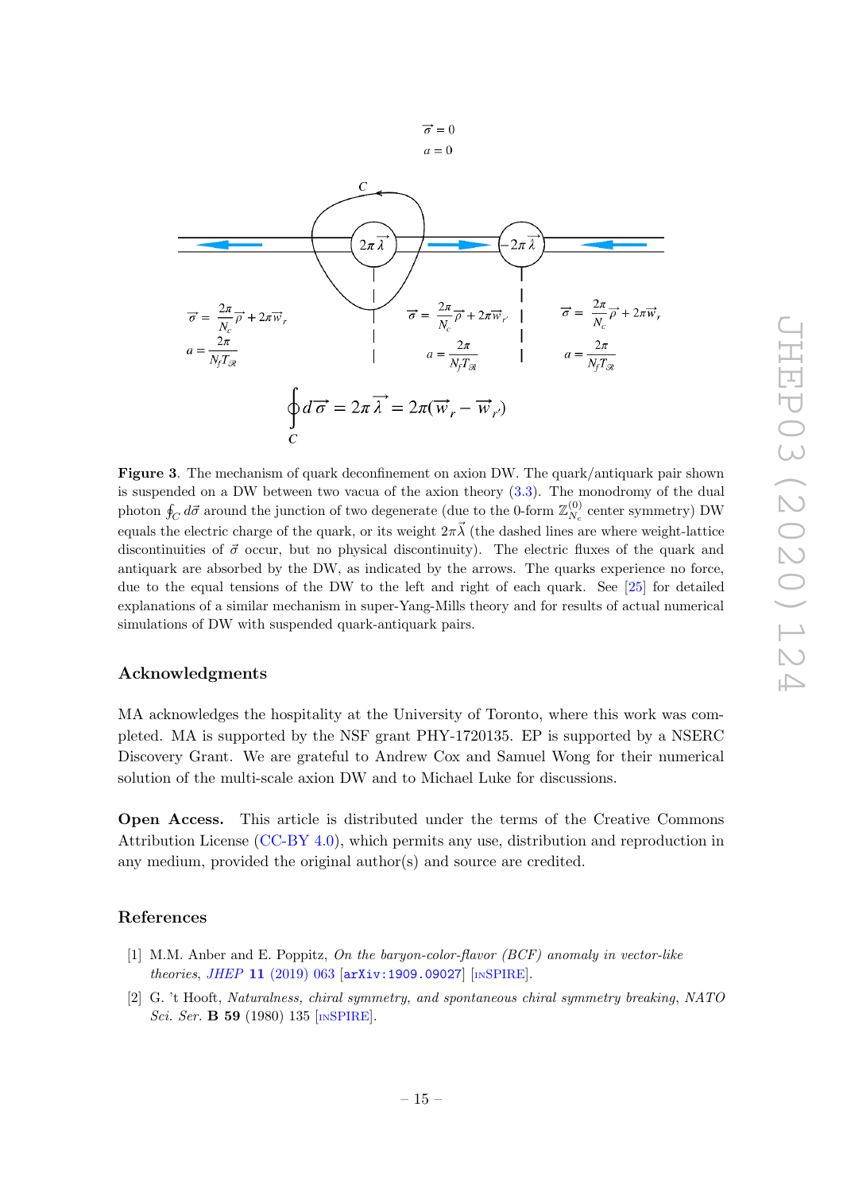**Figure 3**. The mechanism of quark deconfinement on axion DW. The quark/antiquark pair shown is suspended on a DW between two vacua of the axion theory (3.3). The monodromy of the dual photon $\oint_C d\vec{\sigma}$ around the junction of two degenerate (due to the 0-form $\mathbb{Z}_{N_c}^{(0)}$ center symmetry) DW equals the electric charge of the quark, or its weight $2\pi\vec{\lambda}$ (the dashed lines are where weight-lattice discontinuities of $\vec{\sigma}$ occur, but no physical discontinuity). The electric fluxes of the quark and antiquark are absorbed by the DW, as indicated by the arrows. The quarks experience no force, due to the equal tensions of the DW to the left and right of each quark. See [25] for detailed explanations of a similar mechanism in super-Yang-Mills theory and for results of actual numerical simulations of DW with suspended quark-antiquark pairs.

## Acknowledgments

MA acknowledges the hospitality at the University of Toronto, where this work was completed. MA is supported by the NSF grant PHY-1720135. EP is supported by a NSERC Discovery Grant. We are grateful to Andrew Cox and Samuel Wong for their numerical solution of the multi-scale axion DW and to Michael Luke for discussions.

**Open Access.** This article is distributed under the terms of the Creative Commons Attribution License (CC-BY 4.0), which permits any use, distribution and reproduction in any medium, provided the original author(s) and source are credited.

## References

[1] M.M. Anber and E. Poppitz, *On the baryon-color-flavor (BCF) anomaly in vector-like theories*, *JHEP* **11** (2019) 063 [arXiv:1909.09027] [INSPIRE].

[2] G. 't Hooft, *Naturalness, chiral symmetry, and spontaneous chiral symmetry breaking*, *NATO Sci. Ser.* **B 59** (1980) 135 [INSPIRE].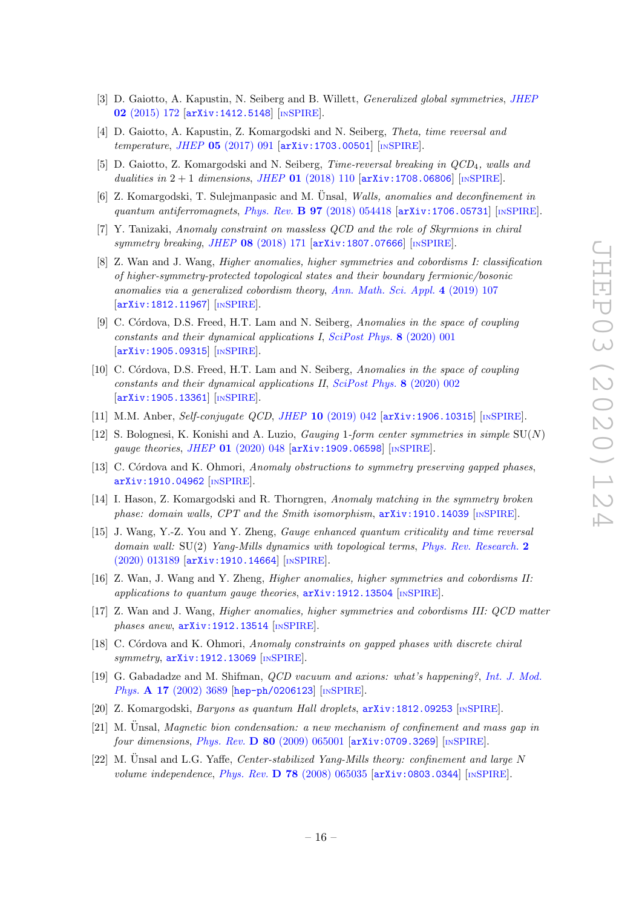[3] D. Gaiotto, A. Kapustin, N. Seiberg and B. Willett, *Generalized global symmetries*, *JHEP* **02** (2015) 172 [arXiv:1412.5148] [INSPIRE].

[4] D. Gaiotto, A. Kapustin, Z. Komargodski and N. Seiberg, *Theta, time reversal and temperature*, *JHEP* **05** (2017) 091 [arXiv:1703.00501] [INSPIRE].

[5] D. Gaiotto, Z. Komargodski and N. Seiberg, *Time-reversal breaking in QCD$_4$, walls and dualities in $2+1$ dimensions*, *JHEP* **01** (2018) 110 [arXiv:1708.06806] [INSPIRE].

[6] Z. Komargodski, T. Sulejmanpasic and M. Ünsal, *Walls, anomalies and deconfinement in quantum antiferromagnets*, *Phys. Rev.* **B 97** (2018) 054418 [arXiv:1706.05731] [INSPIRE].

[7] Y. Tanizaki, *Anomaly constraint on massless QCD and the role of Skyrmions in chiral symmetry breaking*, *JHEP* **08** (2018) 171 [arXiv:1807.07666] [INSPIRE].

[8] Z. Wan and J. Wang, *Higher anomalies, higher symmetries and cobordisms I: classification of higher-symmetry-protected topological states and their boundary fermionic/bosonic anomalies via a generalized cobordism theory*, *Ann. Math. Sci. Appl.* **4** (2019) 107 [arXiv:1812.11967] [INSPIRE].

[9] C. Córdova, D.S. Freed, H.T. Lam and N. Seiberg, *Anomalies in the space of coupling constants and their dynamical applications I*, *SciPost Phys.* **8** (2020) 001 [arXiv:1905.09315] [INSPIRE].

[10] C. Córdova, D.S. Freed, H.T. Lam and N. Seiberg, *Anomalies in the space of coupling constants and their dynamical applications II*, *SciPost Phys.* **8** (2020) 002 [arXiv:1905.13361] [INSPIRE].

[11] M.M. Anber, *Self-conjugate QCD*, *JHEP* **10** (2019) 042 [arXiv:1906.10315] [INSPIRE].

[12] S. Bolognesi, K. Konishi and A. Luzio, *Gauging 1-form center symmetries in simple* SU$(N)$ *gauge theories*, *JHEP* **01** (2020) 048 [arXiv:1909.06598] [INSPIRE].

[13] C. Córdova and K. Ohmori, *Anomaly obstructions to symmetry preserving gapped phases*, arXiv:1910.04962 [INSPIRE].

[14] I. Hason, Z. Komargodski and R. Thorngren, *Anomaly matching in the symmetry broken phase: domain walls, CPT and the Smith isomorphism*, arXiv:1910.14039 [INSPIRE].

[15] J. Wang, Y.-Z. You and Y. Zheng, *Gauge enhanced quantum criticality and time reversal domain wall:* SU(2) *Yang-Mills dynamics with topological terms*, *Phys. Rev. Research.* **2** (2020) 013189 [arXiv:1910.14664] [INSPIRE].

[16] Z. Wan, J. Wang and Y. Zheng, *Higher anomalies, higher symmetries and cobordisms II: applications to quantum gauge theories*, arXiv:1912.13504 [INSPIRE].

[17] Z. Wan and J. Wang, *Higher anomalies, higher symmetries and cobordisms III: QCD matter phases anew*, arXiv:1912.13514 [INSPIRE].

[18] C. Córdova and K. Ohmori, *Anomaly constraints on gapped phases with discrete chiral symmetry*, arXiv:1912.13069 [INSPIRE].

[19] G. Gabadadze and M. Shifman, *QCD vacuum and axions: what's happening?*, *Int. J. Mod. Phys.* **A 17** (2002) 3689 [hep-ph/0206123] [INSPIRE].

[20] Z. Komargodski, *Baryons as quantum Hall droplets*, arXiv:1812.09253 [INSPIRE].

[21] M. Ünsal, *Magnetic bion condensation: a new mechanism of confinement and mass gap in four dimensions*, *Phys. Rev.* **D 80** (2009) 065001 [arXiv:0709.3269] [INSPIRE].

[22] M. Ünsal and L.G. Yaffe, *Center-stabilized Yang-Mills theory: confinement and large N volume independence*, *Phys. Rev.* **D 78** (2008) 065035 [arXiv:0803.0344] [INSPIRE].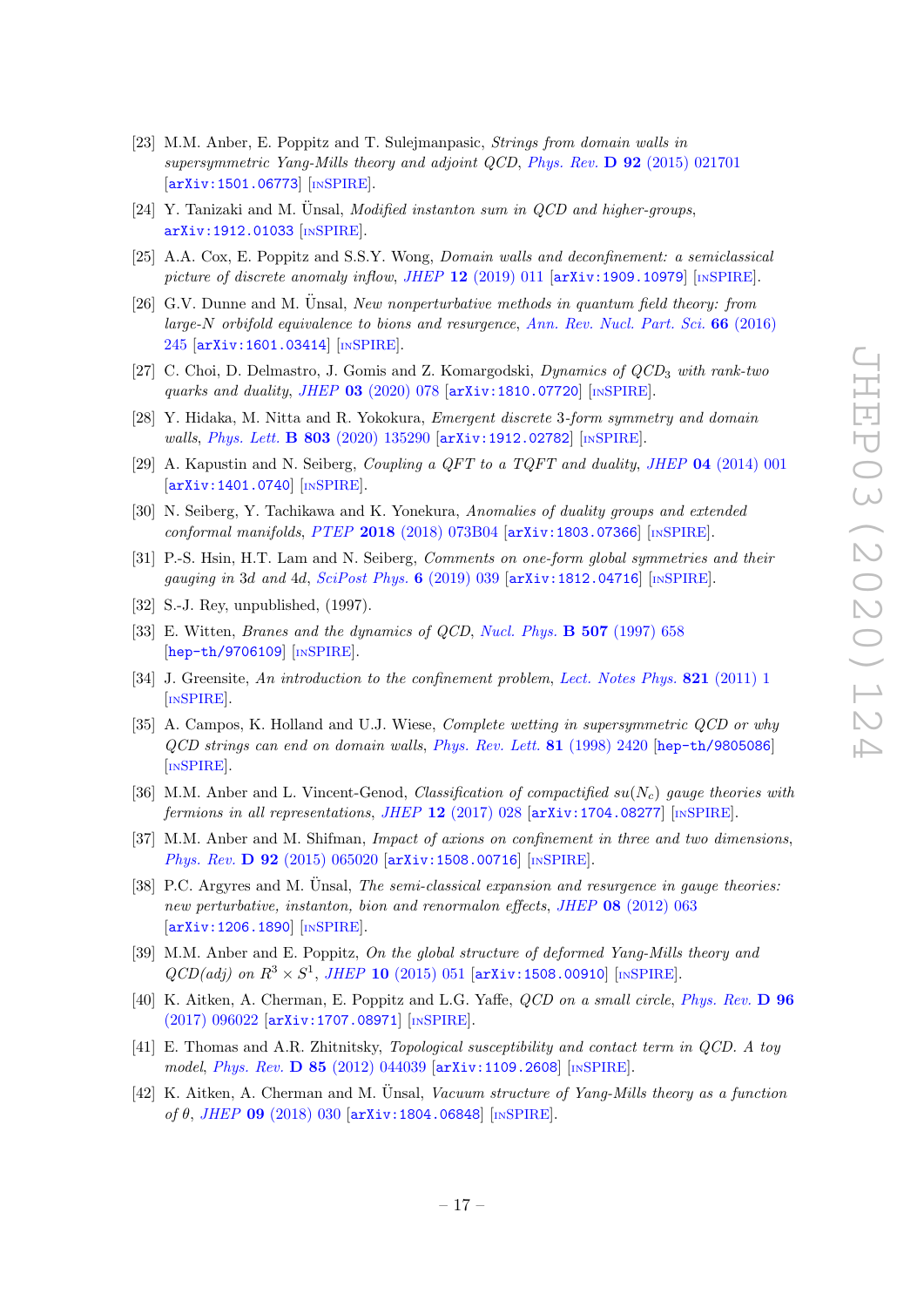[23] M.M. Anber, E. Poppitz and T. Sulejmanpasic, *Strings from domain walls in supersymmetric Yang-Mills theory and adjoint QCD*, Phys. Rev. **D 92** (2015) 021701 [arXiv:1501.06773] [INSPIRE].

[24] Y. Tanizaki and M. Ünsal, *Modified instanton sum in QCD and higher-groups*, arXiv:1912.01033 [INSPIRE].

[25] A.A. Cox, E. Poppitz and S.S.Y. Wong, *Domain walls and deconfinement: a semiclassical picture of discrete anomaly inflow*, JHEP **12** (2019) 011 [arXiv:1909.10979] [INSPIRE].

[26] G.V. Dunne and M. Ünsal, *New nonperturbative methods in quantum field theory: from large-N orbifold equivalence to bions and resurgence*, Ann. Rev. Nucl. Part. Sci. **66** (2016) 245 [arXiv:1601.03414] [INSPIRE].

[27] C. Choi, D. Delmastro, J. Gomis and Z. Komargodski, *Dynamics of $QCD_3$ with rank-two quarks and duality*, JHEP **03** (2020) 078 [arXiv:1810.07720] [INSPIRE].

[28] Y. Hidaka, M. Nitta and R. Yokokura, *Emergent discrete 3-form symmetry and domain walls*, Phys. Lett. **B 803** (2020) 135290 [arXiv:1912.02782] [INSPIRE].

[29] A. Kapustin and N. Seiberg, *Coupling a QFT to a TQFT and duality*, JHEP **04** (2014) 001 [arXiv:1401.0740] [INSPIRE].

[30] N. Seiberg, Y. Tachikawa and K. Yonekura, *Anomalies of duality groups and extended conformal manifolds*, PTEP **2018** (2018) 073B04 [arXiv:1803.07366] [INSPIRE].

[31] P.-S. Hsin, H.T. Lam and N. Seiberg, *Comments on one-form global symmetries and their gauging in 3d and 4d*, SciPost Phys. **6** (2019) 039 [arXiv:1812.04716] [INSPIRE].

[32] S.-J. Rey, unpublished, (1997).

[33] E. Witten, *Branes and the dynamics of QCD*, Nucl. Phys. **B 507** (1997) 658 [hep-th/9706109] [INSPIRE].

[34] J. Greensite, *An introduction to the confinement problem*, Lect. Notes Phys. **821** (2011) 1 [INSPIRE].

[35] A. Campos, K. Holland and U.J. Wiese, *Complete wetting in supersymmetric QCD or why QCD strings can end on domain walls*, Phys. Rev. Lett. **81** (1998) 2420 [hep-th/9805086] [INSPIRE].

[36] M.M. Anber and L. Vincent-Genod, *Classification of compactified $su(N_c)$ gauge theories with fermions in all representations*, JHEP **12** (2017) 028 [arXiv:1704.08277] [INSPIRE].

[37] M.M. Anber and M. Shifman, *Impact of axions on confinement in three and two dimensions*, Phys. Rev. **D 92** (2015) 065020 [arXiv:1508.00716] [INSPIRE].

[38] P.C. Argyres and M. Ünsal, *The semi-classical expansion and resurgence in gauge theories: new perturbative, instanton, bion and renormalon effects*, JHEP **08** (2012) 063 [arXiv:1206.1890] [INSPIRE].

[39] M.M. Anber and E. Poppitz, *On the global structure of deformed Yang-Mills theory and QCD(adj) on $R^3 \times S^1$*, JHEP **10** (2015) 051 [arXiv:1508.00910] [INSPIRE].

[40] K. Aitken, A. Cherman, E. Poppitz and L.G. Yaffe, *QCD on a small circle*, Phys. Rev. **D 96** (2017) 096022 [arXiv:1707.08971] [INSPIRE].

[41] E. Thomas and A.R. Zhitnitsky, *Topological susceptibility and contact term in QCD. A toy model*, Phys. Rev. **D 85** (2012) 044039 [arXiv:1109.2608] [INSPIRE].

[42] K. Aitken, A. Cherman and M. Ünsal, *Vacuum structure of Yang-Mills theory as a function of $\theta$*, JHEP **09** (2018) 030 [arXiv:1804.06848] [INSPIRE].